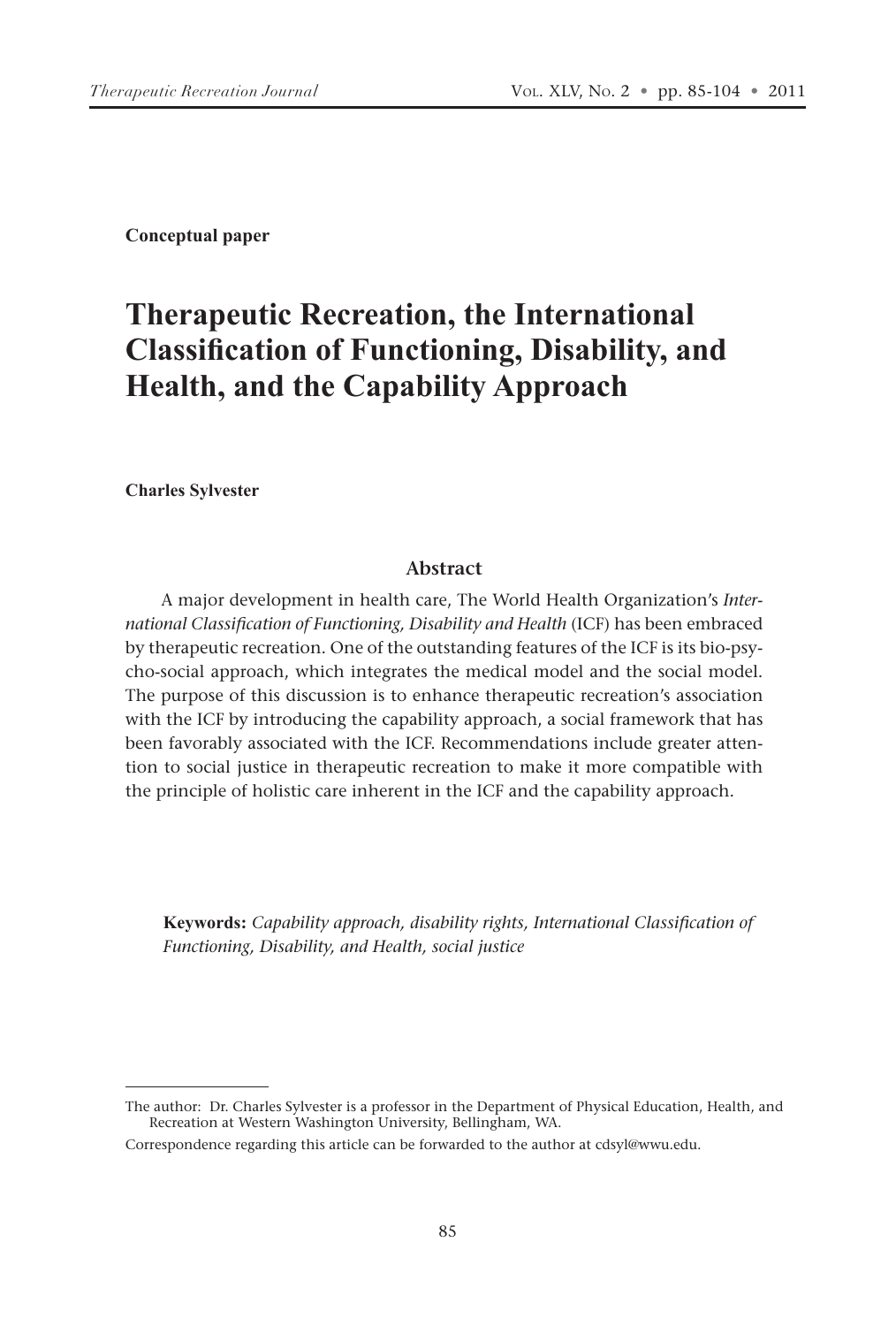**Conceptual paper**

# Therapeutic Recreation, the International Classification of Functioning, Disability, and Health, and the Capability Approach

**Charles Sylvester**

## Abstract

A major development in health care, The World Health Organization's *International Classification of Functioning, Disability and Health* (ICF) has been embraced by therapeutic recreation. One of the outstanding features of the ICF is its bio-psycho-social approach, which integrates the medical model and the social model. The purpose of this discussion is to enhance therapeutic recreation's association with the ICF by introducing the capability approach, a social framework that has been favorably associated with the ICF. Recommendations include greater attention to social justice in therapeutic recreation to make it more compatible with the principle of holistic care inherent in the ICF and the capability approach.

**Keywords:** *Capability approach, disability rights, International Classification of Functioning, Disability, and Health, social justice*

---

The author: Dr. Charles Sylvester is a professor in the Department of Physical Education, Health, and Recreation at Western Washington University, Bellingham, WA.

Correspondence regarding this article can be forwarded to the author at cdsyl@wwu.edu.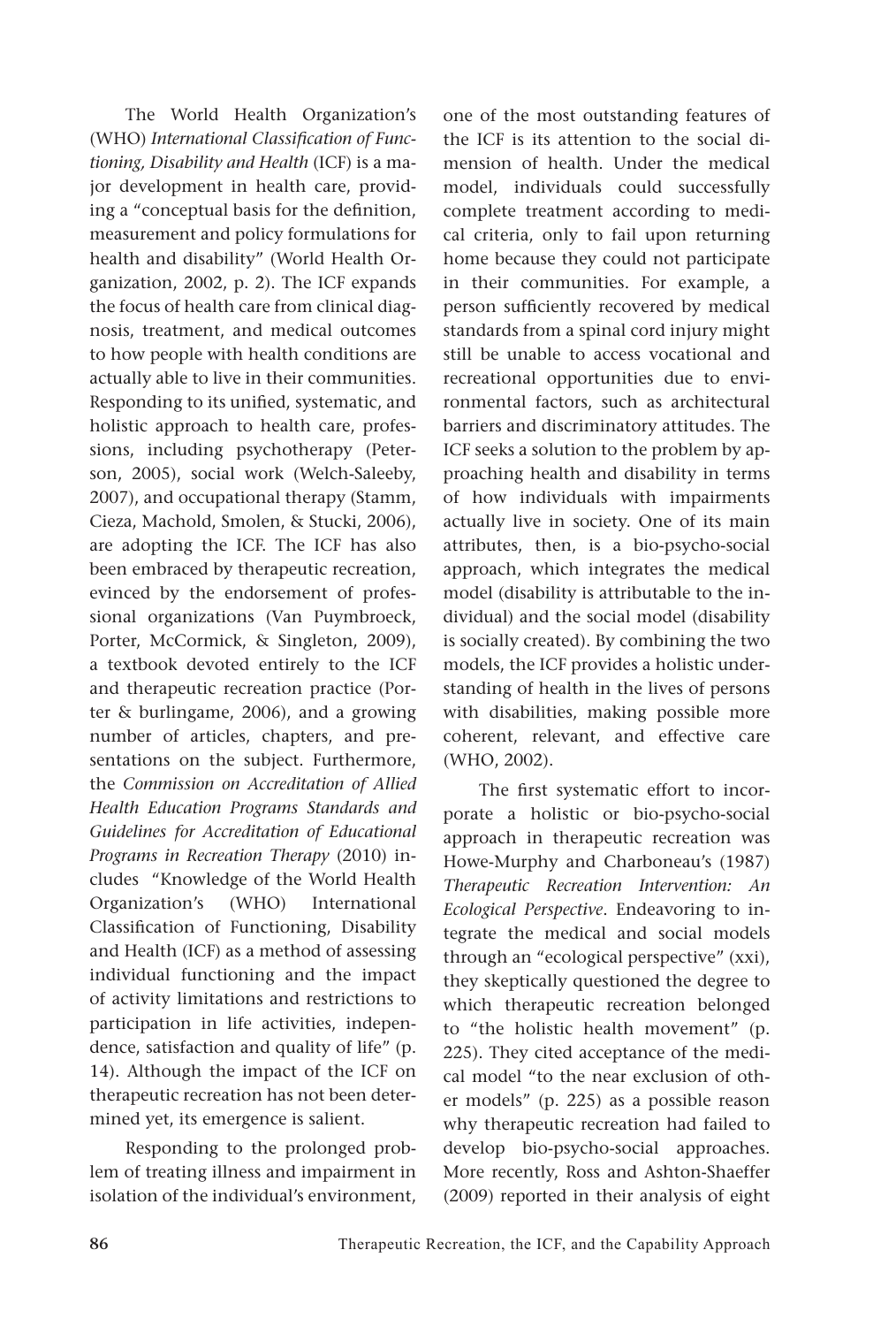The World Health Organization's (WHO) *International Classification of Functioning, Disability and Health* (ICF) is a major development in health care, providing a "conceptual basis for the definition, measurement and policy formulations for health and disability" (World Health Organization, 2002, p. 2). The ICF expands the focus of health care from clinical diagnosis, treatment, and medical outcomes to how people with health conditions are actually able to live in their communities. Responding to its unified, systematic, and holistic approach to health care, professions, including psychotherapy (Peterson, 2005), social work (Welch-Saleeby, 2007), and occupational therapy (Stamm, Cieza, Machold, Smolen, & Stucki, 2006), are adopting the ICF. The ICF has also been embraced by therapeutic recreation, evinced by the endorsement of professional organizations (Van Puymbroeck, Porter, McCormick, & Singleton, 2009), a textbook devoted entirely to the ICF and therapeutic recreation practice (Porter & burlingame, 2006), and a growing number of articles, chapters, and presentations on the subject. Furthermore, the *Commission on Accreditation of Allied Health Education Programs Standards and Guidelines for Accreditation of Educational Programs in Recreation Therapy* (2010) includes "Knowledge of the World Health Organization's (WHO) International Classification of Functioning, Disability and Health (ICF) as a method of assessing individual functioning and the impact of activity limitations and restrictions to participation in life activities, independence, satisfaction and quality of life" (p. 14). Although the impact of the ICF on therapeutic recreation has not been determined yet, its emergence is salient.

Responding to the prolonged problem of treating illness and impairment in isolation of the individual's environment, one of the most outstanding features of the ICF is its attention to the social dimension of health. Under the medical model, individuals could successfully complete treatment according to medical criteria, only to fail upon returning home because they could not participate in their communities. For example, a person sufficiently recovered by medical standards from a spinal cord injury might still be unable to access vocational and recreational opportunities due to environmental factors, such as architectural barriers and discriminatory attitudes. The ICF seeks a solution to the problem by approaching health and disability in terms of how individuals with impairments actually live in society. One of its main attributes, then, is a bio-psycho-social approach, which integrates the medical model (disability is attributable to the individual) and the social model (disability is socially created). By combining the two models, the ICF provides a holistic understanding of health in the lives of persons with disabilities, making possible more coherent, relevant, and effective care (WHO, 2002).

The first systematic effort to incorporate a holistic or bio-psycho-social approach in therapeutic recreation was Howe-Murphy and Charboneau's (1987) *Therapeutic Recreation Intervention: An Ecological Perspective*. Endeavoring to integrate the medical and social models through an "ecological perspective" (xxi), they skeptically questioned the degree to which therapeutic recreation belonged to "the holistic health movement" (p. 225). They cited acceptance of the medical model "to the near exclusion of other models" (p. 225) as a possible reason why therapeutic recreation had failed to develop bio-psycho-social approaches. More recently, Ross and Ashton-Shaeffer (2009) reported in their analysis of eight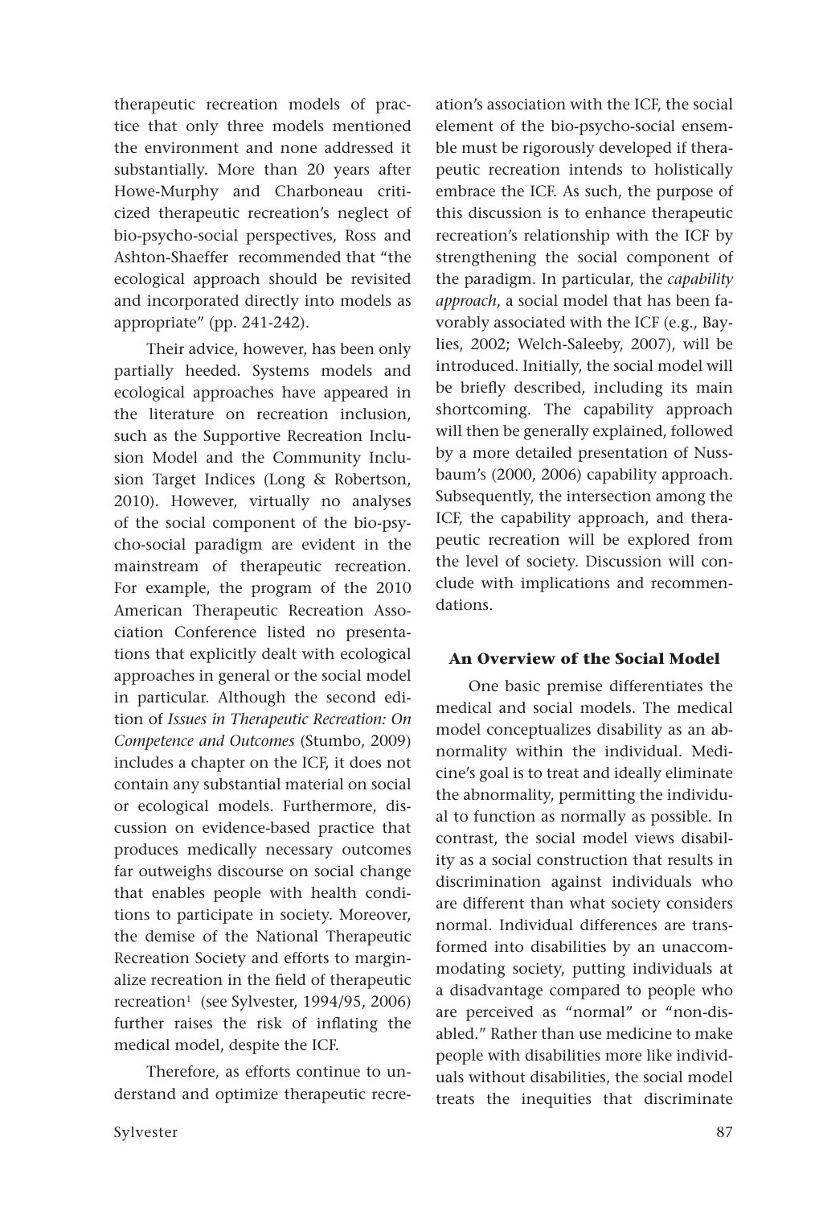therapeutic recreation models of practice that only three models mentioned the environment and none addressed it substantially. More than 20 years after Howe-Murphy and Charboneau criticized therapeutic recreation's neglect of bio-psycho-social perspectives, Ross and Ashton-Shaeffer recommended that "the ecological approach should be revisited and incorporated directly into models as appropriate" (pp. 241-242).

Their advice, however, has been only partially heeded. Systems models and ecological approaches have appeared in the literature on recreation inclusion, such as the Supportive Recreation Inclusion Model and the Community Inclusion Target Indices (Long & Robertson, 2010). However, virtually no analyses of the social component of the bio-psycho-social paradigm are evident in the mainstream of therapeutic recreation. For example, the program of the 2010 American Therapeutic Recreation Association Conference listed no presentations that explicitly dealt with ecological approaches in general or the social model in particular. Although the second edition of *Issues in Therapeutic Recreation: On Competence and Outcomes* (Stumbo, 2009) includes a chapter on the ICF, it does not contain any substantial material on social or ecological models. Furthermore, discussion on evidence-based practice that produces medically necessary outcomes far outweighs discourse on social change that enables people with health conditions to participate in society. Moreover, the demise of the National Therapeutic Recreation Society and efforts to marginalize recreation in the field of therapeutic recreation[1] (see Sylvester, 1994/95, 2006) further raises the risk of inflating the medical model, despite the ICF.

Therefore, as efforts continue to understand and optimize therapeutic recreation's association with the ICF, the social element of the bio-psycho-social ensemble must be rigorously developed if therapeutic recreation intends to holistically embrace the ICF. As such, the purpose of this discussion is to enhance therapeutic recreation's relationship with the ICF by strengthening the social component of the paradigm. In particular, the *capability approach*, a social model that has been favorably associated with the ICF (e.g., Baylies, 2002; Welch-Saleeby, 2007), will be introduced. Initially, the social model will be briefly described, including its main shortcoming. The capability approach will then be generally explained, followed by a more detailed presentation of Nussbaum's (2000, 2006) capability approach. Subsequently, the intersection among the ICF, the capability approach, and therapeutic recreation will be explored from the level of society. Discussion will conclude with implications and recommendations.

### An Overview of the Social Model

One basic premise differentiates the medical and social models. The medical model conceptualizes disability as an abnormality within the individual. Medicine's goal is to treat and ideally eliminate the abnormality, permitting the individual to function as normally as possible. In contrast, the social model views disability as a social construction that results in discrimination against individuals who are different than what society considers normal. Individual differences are transformed into disabilities by an unaccommodating society, putting individuals at a disadvantage compared to people who are perceived as "normal" or "non-disabled." Rather than use medicine to make people with disabilities more like individuals without disabilities, the social model treats the inequities that discriminate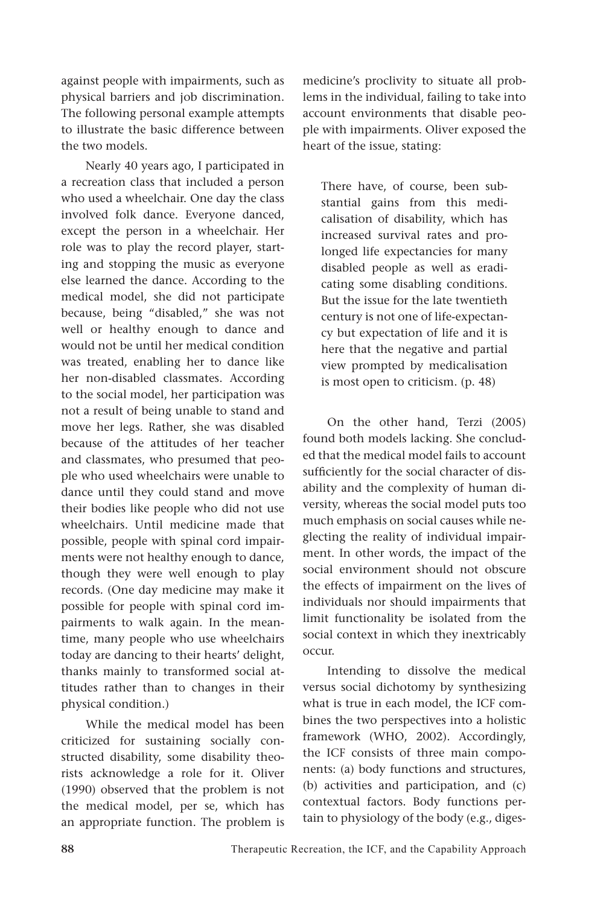against people with impairments, such as physical barriers and job discrimination. The following personal example attempts to illustrate the basic difference between the two models.

Nearly 40 years ago, I participated in a recreation class that included a person who used a wheelchair. One day the class involved folk dance. Everyone danced, except the person in a wheelchair. Her role was to play the record player, starting and stopping the music as everyone else learned the dance. According to the medical model, she did not participate because, being "disabled," she was not well or healthy enough to dance and would not be until her medical condition was treated, enabling her to dance like her non-disabled classmates. According to the social model, her participation was not a result of being unable to stand and move her legs. Rather, she was disabled because of the attitudes of her teacher and classmates, who presumed that people who used wheelchairs were unable to dance until they could stand and move their bodies like people who did not use wheelchairs. Until medicine made that possible, people with spinal cord impairments were not healthy enough to dance, though they were well enough to play records. (One day medicine may make it possible for people with spinal cord impairments to walk again. In the meantime, many people who use wheelchairs today are dancing to their hearts' delight, thanks mainly to transformed social attitudes rather than to changes in their physical condition.)

While the medical model has been criticized for sustaining socially constructed disability, some disability theorists acknowledge a role for it. Oliver (1990) observed that the problem is not the medical model, per se, which has an appropriate function. The problem is medicine's proclivity to situate all problems in the individual, failing to take into account environments that disable people with impairments. Oliver exposed the heart of the issue, stating:

> There have, of course, been substantial gains from this medicalisation of disability, which has increased survival rates and prolonged life expectancies for many disabled people as well as eradicating some disabling conditions. But the issue for the late twentieth century is not one of life-expectancy but expectation of life and it is here that the negative and partial view prompted by medicalisation is most open to criticism. (p. 48)

On the other hand, Terzi (2005) found both models lacking. She concluded that the medical model fails to account sufficiently for the social character of disability and the complexity of human diversity, whereas the social model puts too much emphasis on social causes while neglecting the reality of individual impairment. In other words, the impact of the social environment should not obscure the effects of impairment on the lives of individuals nor should impairments that limit functionality be isolated from the social context in which they inextricably occur.

Intending to dissolve the medical versus social dichotomy by synthesizing what is true in each model, the ICF combines the two perspectives into a holistic framework (WHO, 2002). Accordingly, the ICF consists of three main components: (a) body functions and structures, (b) activities and participation, and (c) contextual factors. Body functions pertain to physiology of the body (e.g., diges-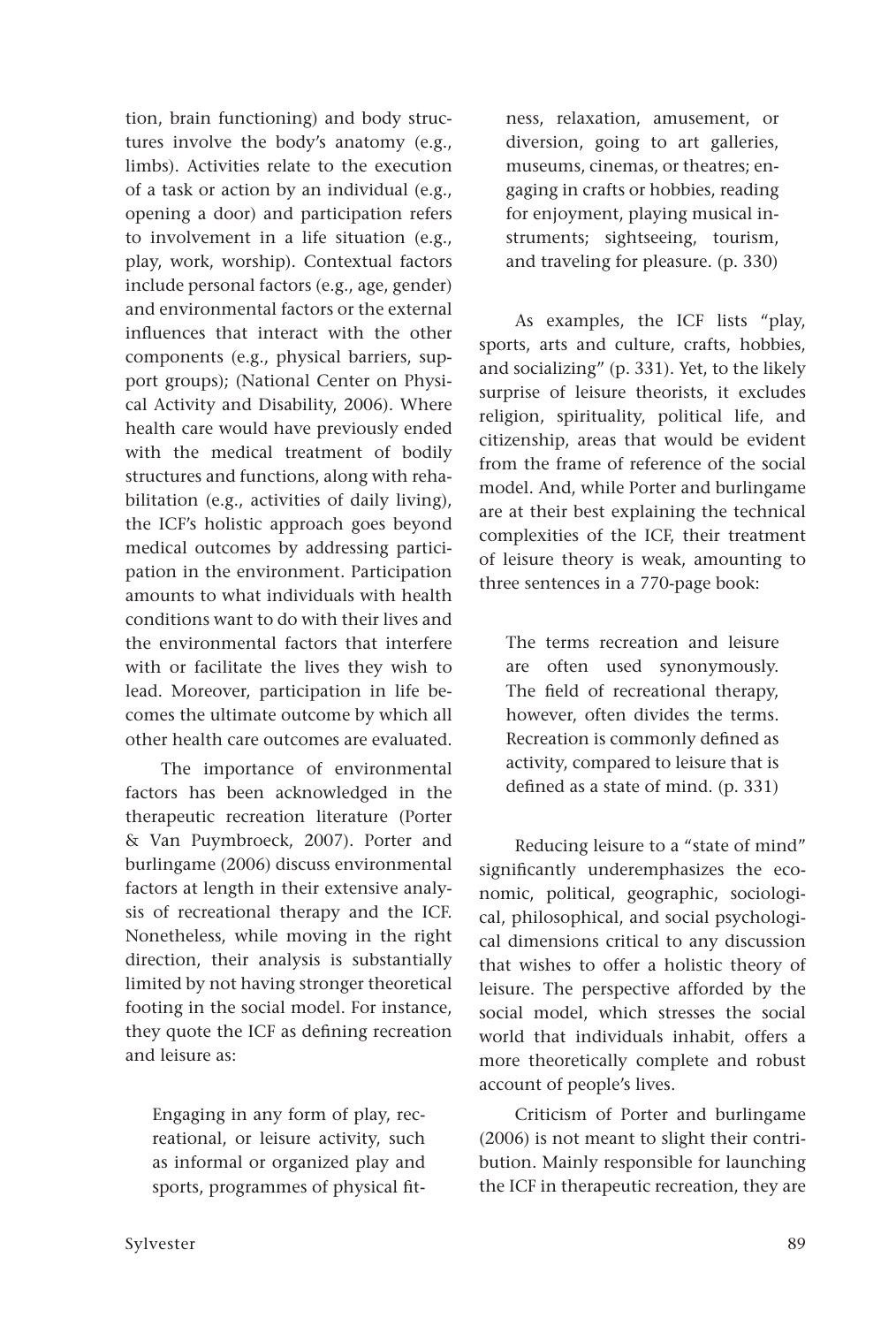tion, brain functioning) and body structures involve the body's anatomy (e.g., limbs). Activities relate to the execution of a task or action by an individual (e.g., opening a door) and participation refers to involvement in a life situation (e.g., play, work, worship). Contextual factors include personal factors (e.g., age, gender) and environmental factors or the external influences that interact with the other components (e.g., physical barriers, support groups); (National Center on Physical Activity and Disability, 2006). Where health care would have previously ended with the medical treatment of bodily structures and functions, along with rehabilitation (e.g., activities of daily living), the ICF's holistic approach goes beyond medical outcomes by addressing participation in the environment. Participation amounts to what individuals with health conditions want to do with their lives and the environmental factors that interfere with or facilitate the lives they wish to lead. Moreover, participation in life becomes the ultimate outcome by which all other health care outcomes are evaluated.

The importance of environmental factors has been acknowledged in the therapeutic recreation literature (Porter & Van Puymbroeck, 2007). Porter and burlingame (2006) discuss environmental factors at length in their extensive analysis of recreational therapy and the ICF. Nonetheless, while moving in the right direction, their analysis is substantially limited by not having stronger theoretical footing in the social model. For instance, they quote the ICF as defining recreation and leisure as:

> Engaging in any form of play, recreational, or leisure activity, such as informal or organized play and sports, programmes of physical fitness, relaxation, amusement, or diversion, going to art galleries, museums, cinemas, or theatres; engaging in crafts or hobbies, reading for enjoyment, playing musical instruments; sightseeing, tourism, and traveling for pleasure. (p. 330)

As examples, the ICF lists "play, sports, arts and culture, crafts, hobbies, and socializing" (p. 331). Yet, to the likely surprise of leisure theorists, it excludes religion, spirituality, political life, and citizenship, areas that would be evident from the frame of reference of the social model. And, while Porter and burlingame are at their best explaining the technical complexities of the ICF, their treatment of leisure theory is weak, amounting to three sentences in a 770-page book:

> The terms recreation and leisure are often used synonymously. The field of recreational therapy, however, often divides the terms. Recreation is commonly defined as activity, compared to leisure that is defined as a state of mind. (p. 331)

Reducing leisure to a "state of mind" significantly underemphasizes the economic, political, geographic, sociological, philosophical, and social psychological dimensions critical to any discussion that wishes to offer a holistic theory of leisure. The perspective afforded by the social model, which stresses the social world that individuals inhabit, offers a more theoretically complete and robust account of people's lives.

Criticism of Porter and burlingame (2006) is not meant to slight their contribution. Mainly responsible for launching the ICF in therapeutic recreation, they are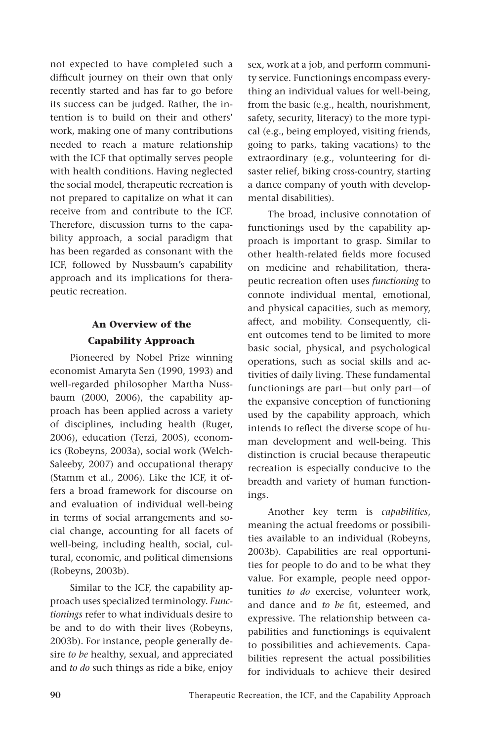not expected to have completed such a difficult journey on their own that only recently started and has far to go before its success can be judged. Rather, the intention is to build on their and others' work, making one of many contributions needed to reach a mature relationship with the ICF that optimally serves people with health conditions. Having neglected the social model, therapeutic recreation is not prepared to capitalize on what it can receive from and contribute to the ICF. Therefore, discussion turns to the capability approach, a social paradigm that has been regarded as consonant with the ICF, followed by Nussbaum's capability approach and its implications for therapeutic recreation.

## An Overview of the Capability Approach

Pioneered by Nobel Prize winning economist Amaryta Sen (1990, 1993) and well-regarded philosopher Martha Nussbaum (2000, 2006), the capability approach has been applied across a variety of disciplines, including health (Ruger, 2006), education (Terzi, 2005), economics (Robeyns, 2003a), social work (Welch-Saleeby, 2007) and occupational therapy (Stamm et al., 2006). Like the ICF, it offers a broad framework for discourse on and evaluation of individual well-being in terms of social arrangements and social change, accounting for all facets of well-being, including health, social, cultural, economic, and political dimensions (Robeyns, 2003b).

Similar to the ICF, the capability approach uses specialized terminology. *Functionings* refer to what individuals desire to be and to do with their lives (Robeyns, 2003b). For instance, people generally desire *to be* healthy, sexual, and appreciated and *to do* such things as ride a bike, enjoy sex, work at a job, and perform community service. Functionings encompass everything an individual values for well-being, from the basic (e.g., health, nourishment, safety, security, literacy) to the more typical (e.g., being employed, visiting friends, going to parks, taking vacations) to the extraordinary (e.g., volunteering for disaster relief, biking cross-country, starting a dance company of youth with developmental disabilities).

The broad, inclusive connotation of functionings used by the capability approach is important to grasp. Similar to other health-related fields more focused on medicine and rehabilitation, therapeutic recreation often uses *functioning* to connote individual mental, emotional, and physical capacities, such as memory, affect, and mobility. Consequently, client outcomes tend to be limited to more basic social, physical, and psychological operations, such as social skills and activities of daily living. These fundamental functionings are part—but only part—of the expansive conception of functioning used by the capability approach, which intends to reflect the diverse scope of human development and well-being. This distinction is crucial because therapeutic recreation is especially conducive to the breadth and variety of human functionings.

Another key term is *capabilities*, meaning the actual freedoms or possibilities available to an individual (Robeyns, 2003b). Capabilities are real opportunities for people to do and to be what they value. For example, people need opportunities *to do* exercise, volunteer work, and dance and *to be* fit, esteemed, and expressive. The relationship between capabilities and functionings is equivalent to possibilities and achievements. Capabilities represent the actual possibilities for individuals to achieve their desired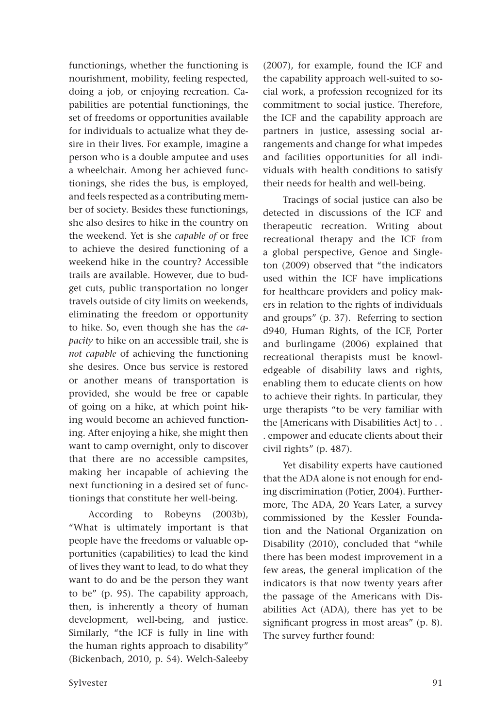functionings, whether the functioning is nourishment, mobility, feeling respected, doing a job, or enjoying recreation. Capabilities are potential functionings, the set of freedoms or opportunities available for individuals to actualize what they desire in their lives. For example, imagine a person who is a double amputee and uses a wheelchair. Among her achieved functionings, she rides the bus, is employed, and feels respected as a contributing member of society. Besides these functionings, she also desires to hike in the country on the weekend. Yet is she *capable of* or free to achieve the desired functioning of a weekend hike in the country? Accessible trails are available. However, due to budget cuts, public transportation no longer travels outside of city limits on weekends, eliminating the freedom or opportunity to hike. So, even though she has the *capacity* to hike on an accessible trail, she is *not capable* of achieving the functioning she desires. Once bus service is restored or another means of transportation is provided, she would be free or capable of going on a hike, at which point hiking would become an achieved functioning. After enjoying a hike, she might then want to camp overnight, only to discover that there are no accessible campsites, making her incapable of achieving the next functioning in a desired set of functionings that constitute her well-being.

According to Robeyns (2003b), "What is ultimately important is that people have the freedoms or valuable opportunities (capabilities) to lead the kind of lives they want to lead, to do what they want to do and be the person they want to be" (p. 95). The capability approach, then, is inherently a theory of human development, well-being, and justice. Similarly, "the ICF is fully in line with the human rights approach to disability" (Bickenbach, 2010, p. 54). Welch-Saleeby (2007), for example, found the ICF and the capability approach well-suited to social work, a profession recognized for its commitment to social justice. Therefore, the ICF and the capability approach are partners in justice, assessing social arrangements and change for what impedes and facilities opportunities for all individuals with health conditions to satisfy their needs for health and well-being.

Tracings of social justice can also be detected in discussions of the ICF and therapeutic recreation. Writing about recreational therapy and the ICF from a global perspective, Genoe and Singleton (2009) observed that "the indicators used within the ICF have implications for healthcare providers and policy makers in relation to the rights of individuals and groups" (p. 37). Referring to section d940, Human Rights, of the ICF, Porter and burlingame (2006) explained that recreational therapists must be knowledgeable of disability laws and rights, enabling them to educate clients on how to achieve their rights. In particular, they urge therapists "to be very familiar with the [Americans with Disabilities Act] to . . . empower and educate clients about their civil rights" (p. 487).

Yet disability experts have cautioned that the ADA alone is not enough for ending discrimination (Potier, 2004). Furthermore, The ADA, 20 Years Later, a survey commissioned by the Kessler Foundation and the National Organization on Disability (2010), concluded that "while there has been modest improvement in a few areas, the general implication of the indicators is that now twenty years after the passage of the Americans with Disabilities Act (ADA), there has yet to be significant progress in most areas" (p. 8). The survey further found: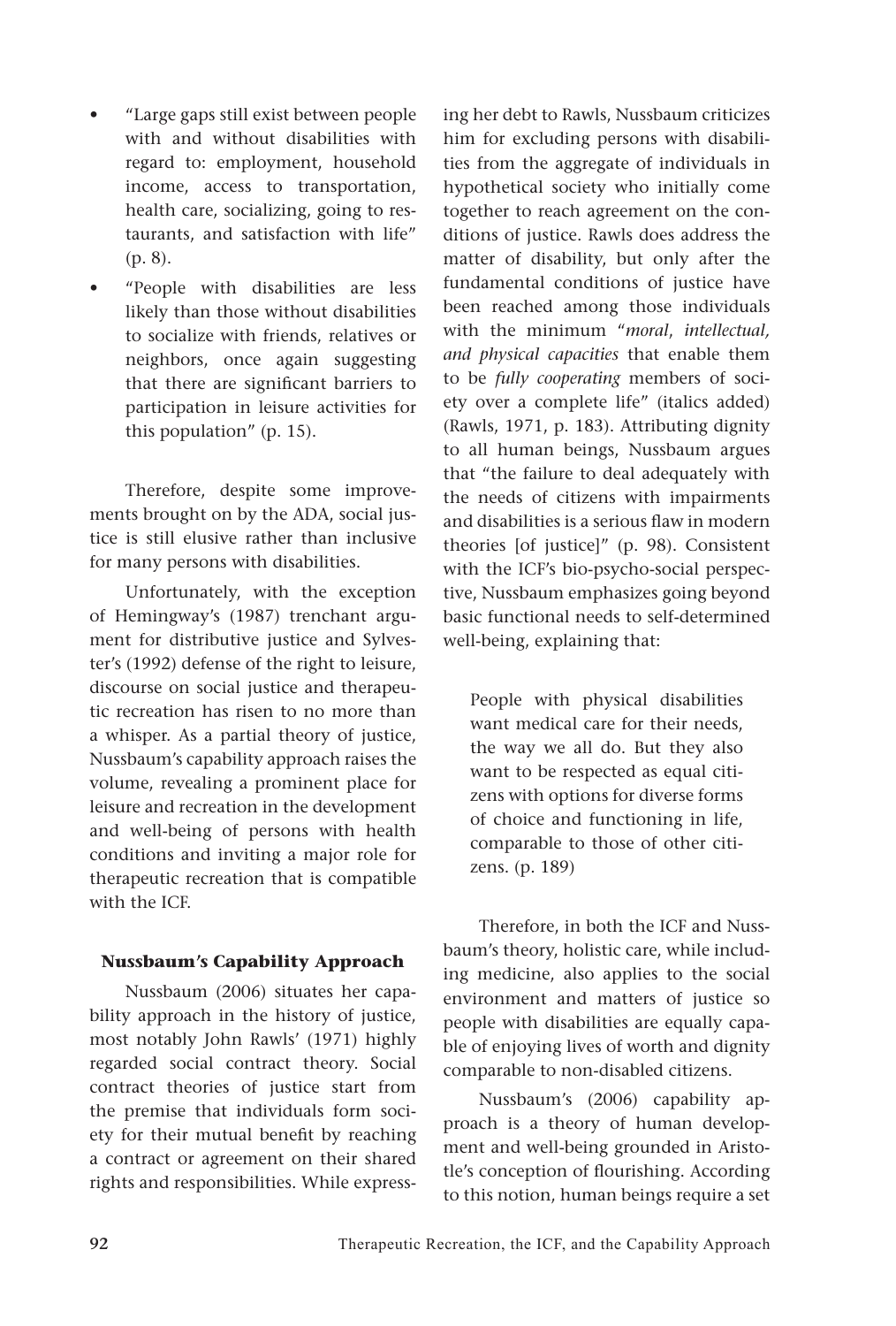- "Large gaps still exist between people with and without disabilities with regard to: employment, household income, access to transportation, health care, socializing, going to restaurants, and satisfaction with life" (p. 8).
- "People with disabilities are less likely than those without disabilities to socialize with friends, relatives or neighbors, once again suggesting that there are significant barriers to participation in leisure activities for this population" (p. 15).

Therefore, despite some improvements brought on by the ADA, social justice is still elusive rather than inclusive for many persons with disabilities.

Unfortunately, with the exception of Hemingway's (1987) trenchant argument for distributive justice and Sylvester's (1992) defense of the right to leisure, discourse on social justice and therapeutic recreation has risen to no more than a whisper. As a partial theory of justice, Nussbaum's capability approach raises the volume, revealing a prominent place for leisure and recreation in the development and well-being of persons with health conditions and inviting a major role for therapeutic recreation that is compatible with the ICF.

### Nussbaum's Capability Approach

Nussbaum (2006) situates her capability approach in the history of justice, most notably John Rawls' (1971) highly regarded social contract theory. Social contract theories of justice start from the premise that individuals form society for their mutual benefit by reaching a contract or agreement on their shared rights and responsibilities. While expressing her debt to Rawls, Nussbaum criticizes him for excluding persons with disabilities from the aggregate of individuals in hypothetical society who initially come together to reach agreement on the conditions of justice. Rawls does address the matter of disability, but only after the fundamental conditions of justice have been reached among those individuals with the minimum "*moral, intellectual, and physical capacities* that enable them to be *fully cooperating* members of society over a complete life" (italics added) (Rawls, 1971, p. 183). Attributing dignity to all human beings, Nussbaum argues that "the failure to deal adequately with the needs of citizens with impairments and disabilities is a serious flaw in modern theories [of justice]" (p. 98). Consistent with the ICF's bio-psycho-social perspective, Nussbaum emphasizes going beyond basic functional needs to self-determined well-being, explaining that:

> People with physical disabilities want medical care for their needs, the way we all do. But they also want to be respected as equal citizens with options for diverse forms of choice and functioning in life, comparable to those of other citizens. (p. 189)

Therefore, in both the ICF and Nussbaum's theory, holistic care, while including medicine, also applies to the social environment and matters of justice so people with disabilities are equally capable of enjoying lives of worth and dignity comparable to non-disabled citizens.

Nussbaum's (2006) capability approach is a theory of human development and well-being grounded in Aristotle's conception of flourishing. According to this notion, human beings require a set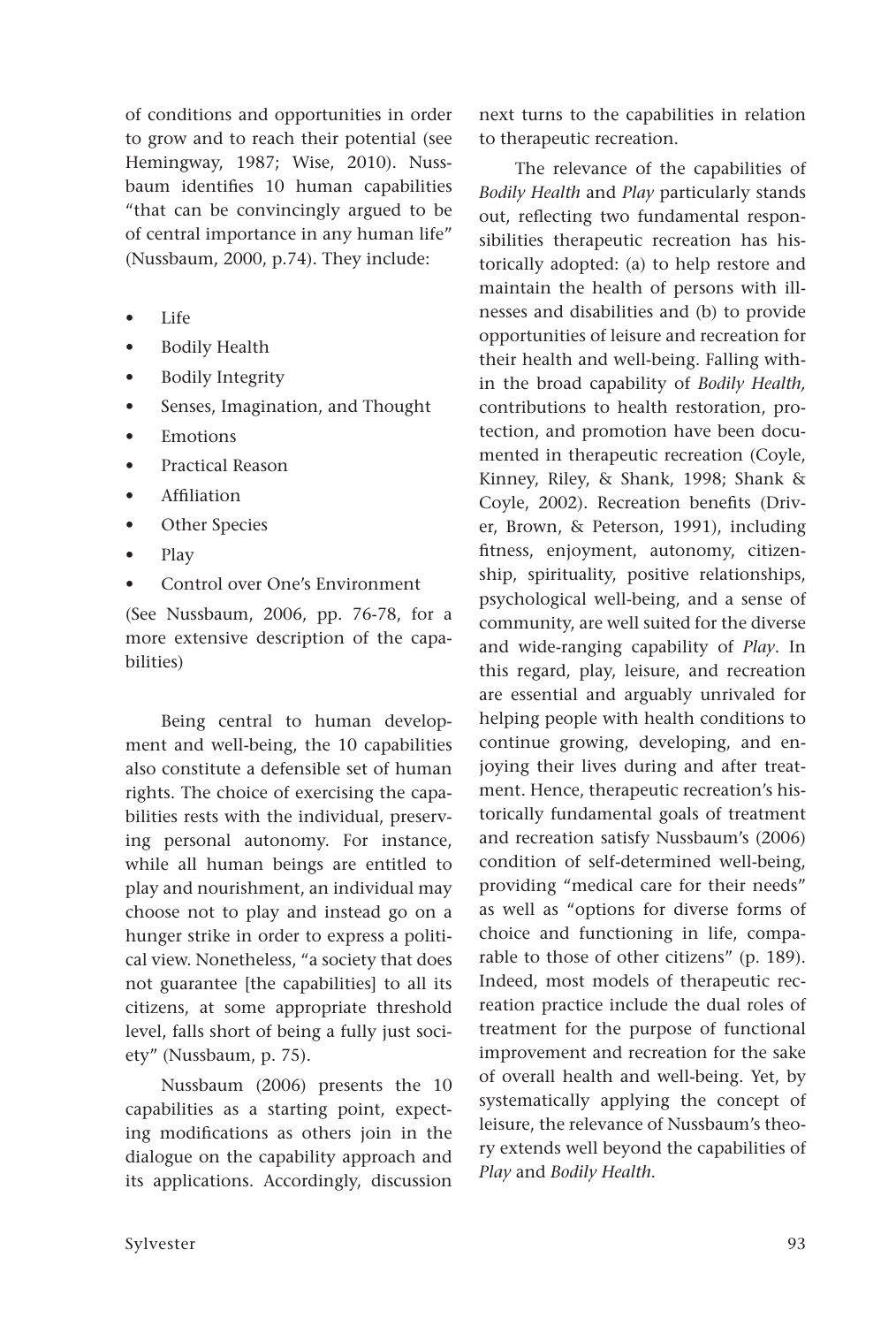of conditions and opportunities in order to grow and to reach their potential (see Hemingway, 1987; Wise, 2010). Nussbaum identifies 10 human capabilities "that can be convincingly argued to be of central importance in any human life" (Nussbaum, 2000, p.74). They include:

- Life
- Bodily Health
- Bodily Integrity
- Senses, Imagination, and Thought
- Emotions
- Practical Reason
- Affiliation
- Other Species
- Play
- Control over One's Environment

(See Nussbaum, 2006, pp. 76-78, for a more extensive description of the capabilities)

Being central to human development and well-being, the 10 capabilities also constitute a defensible set of human rights. The choice of exercising the capabilities rests with the individual, preserving personal autonomy. For instance, while all human beings are entitled to play and nourishment, an individual may choose not to play and instead go on a hunger strike in order to express a political view. Nonetheless, "a society that does not guarantee [the capabilities] to all its citizens, at some appropriate threshold level, falls short of being a fully just society" (Nussbaum, p. 75).

Nussbaum (2006) presents the 10 capabilities as a starting point, expecting modifications as others join in the dialogue on the capability approach and its applications. Accordingly, discussion next turns to the capabilities in relation to therapeutic recreation.

The relevance of the capabilities of *Bodily Health* and *Play* particularly stands out, reflecting two fundamental responsibilities therapeutic recreation has historically adopted: (a) to help restore and maintain the health of persons with illnesses and disabilities and (b) to provide opportunities of leisure and recreation for their health and well-being. Falling within the broad capability of *Bodily Health,* contributions to health restoration, protection, and promotion have been documented in therapeutic recreation (Coyle, Kinney, Riley, & Shank, 1998; Shank & Coyle, 2002). Recreation benefits (Driver, Brown, & Peterson, 1991), including fitness, enjoyment, autonomy, citizenship, spirituality, positive relationships, psychological well-being, and a sense of community, are well suited for the diverse and wide-ranging capability of *Play*. In this regard, play, leisure, and recreation are essential and arguably unrivaled for helping people with health conditions to continue growing, developing, and enjoying their lives during and after treatment. Hence, therapeutic recreation's historically fundamental goals of treatment and recreation satisfy Nussbaum's (2006) condition of self-determined well-being, providing "medical care for their needs" as well as "options for diverse forms of choice and functioning in life, comparable to those of other citizens" (p. 189). Indeed, most models of therapeutic recreation practice include the dual roles of treatment for the purpose of functional improvement and recreation for the sake of overall health and well-being. Yet, by systematically applying the concept of leisure, the relevance of Nussbaum's theory extends well beyond the capabilities of *Play* and *Bodily Health*.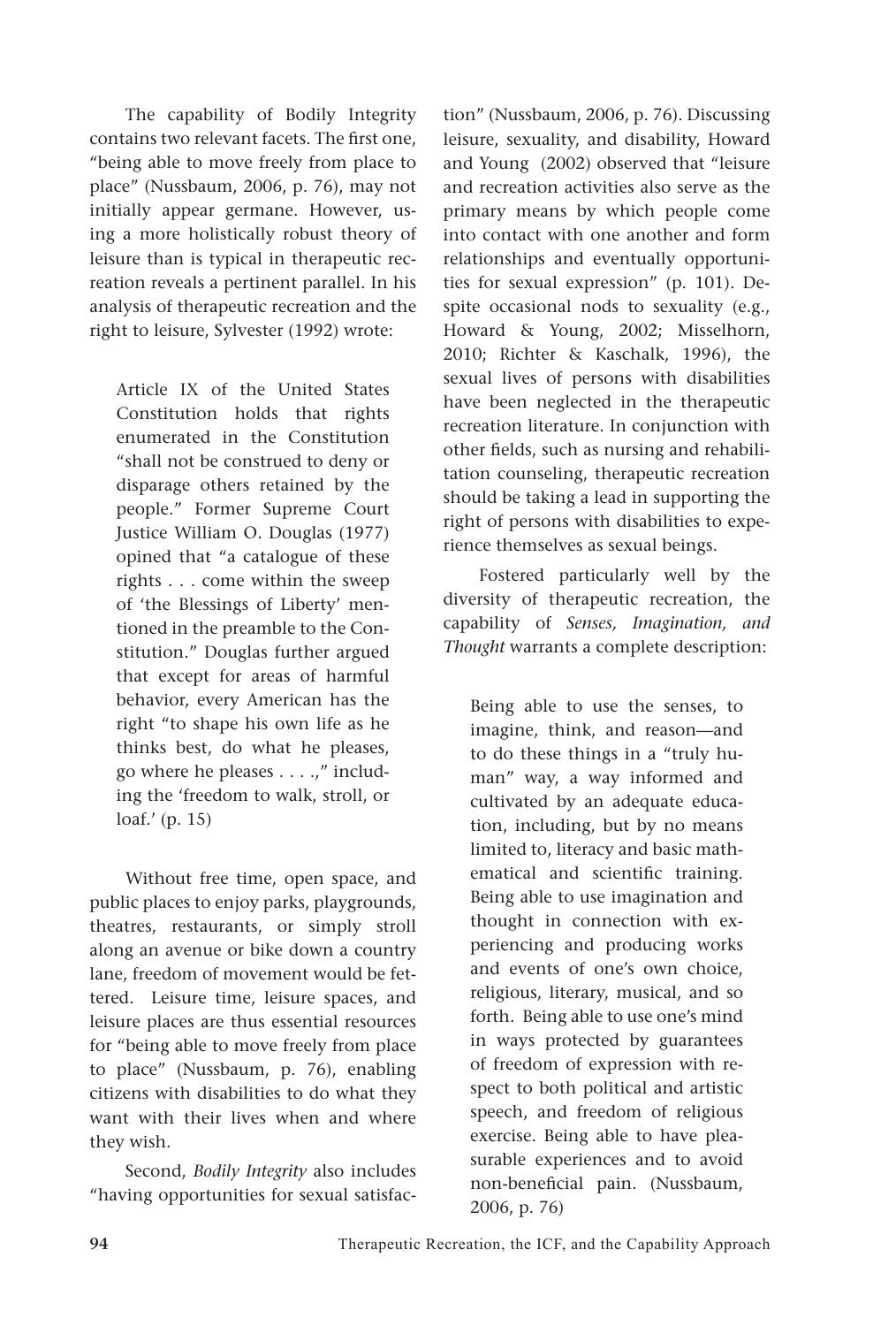The capability of Bodily Integrity contains two relevant facets. The first one, "being able to move freely from place to place" (Nussbaum, 2006, p. 76), may not initially appear germane. However, using a more holistically robust theory of leisure than is typical in therapeutic recreation reveals a pertinent parallel. In his analysis of therapeutic recreation and the right to leisure, Sylvester (1992) wrote:

> Article IX of the United States Constitution holds that rights enumerated in the Constitution "shall not be construed to deny or disparage others retained by the people." Former Supreme Court Justice William O. Douglas (1977) opined that "a catalogue of these rights . . . come within the sweep of 'the Blessings of Liberty' mentioned in the preamble to the Constitution." Douglas further argued that except for areas of harmful behavior, every American has the right "to shape his own life as he thinks best, do what he pleases, go where he pleases . . . .," including the 'freedom to walk, stroll, or loaf.' (p. 15)

Without free time, open space, and public places to enjoy parks, playgrounds, theatres, restaurants, or simply stroll along an avenue or bike down a country lane, freedom of movement would be fettered. Leisure time, leisure spaces, and leisure places are thus essential resources for "being able to move freely from place to place" (Nussbaum, p. 76), enabling citizens with disabilities to do what they want with their lives when and where they wish.

Second, *Bodily Integrity* also includes "having opportunities for sexual satisfaction" (Nussbaum, 2006, p. 76). Discussing leisure, sexuality, and disability, Howard and Young (2002) observed that "leisure and recreation activities also serve as the primary means by which people come into contact with one another and form relationships and eventually opportunities for sexual expression" (p. 101). Despite occasional nods to sexuality (e.g., Howard & Young, 2002; Misselhorn, 2010; Richter & Kaschalk, 1996), the sexual lives of persons with disabilities have been neglected in the therapeutic recreation literature. In conjunction with other fields, such as nursing and rehabilitation counseling, therapeutic recreation should be taking a lead in supporting the right of persons with disabilities to experience themselves as sexual beings.

Fostered particularly well by the diversity of therapeutic recreation, the capability of *Senses, Imagination, and Thought* warrants a complete description:

> Being able to use the senses, to imagine, think, and reason—and to do these things in a "truly human" way, a way informed and cultivated by an adequate education, including, but by no means limited to, literacy and basic mathematical and scientific training. Being able to use imagination and thought in connection with experiencing and producing works and events of one's own choice, religious, literary, musical, and so forth. Being able to use one's mind in ways protected by guarantees of freedom of expression with respect to both political and artistic speech, and freedom of religious exercise. Being able to have pleasurable experiences and to avoid non-beneficial pain. (Nussbaum, 2006, p. 76)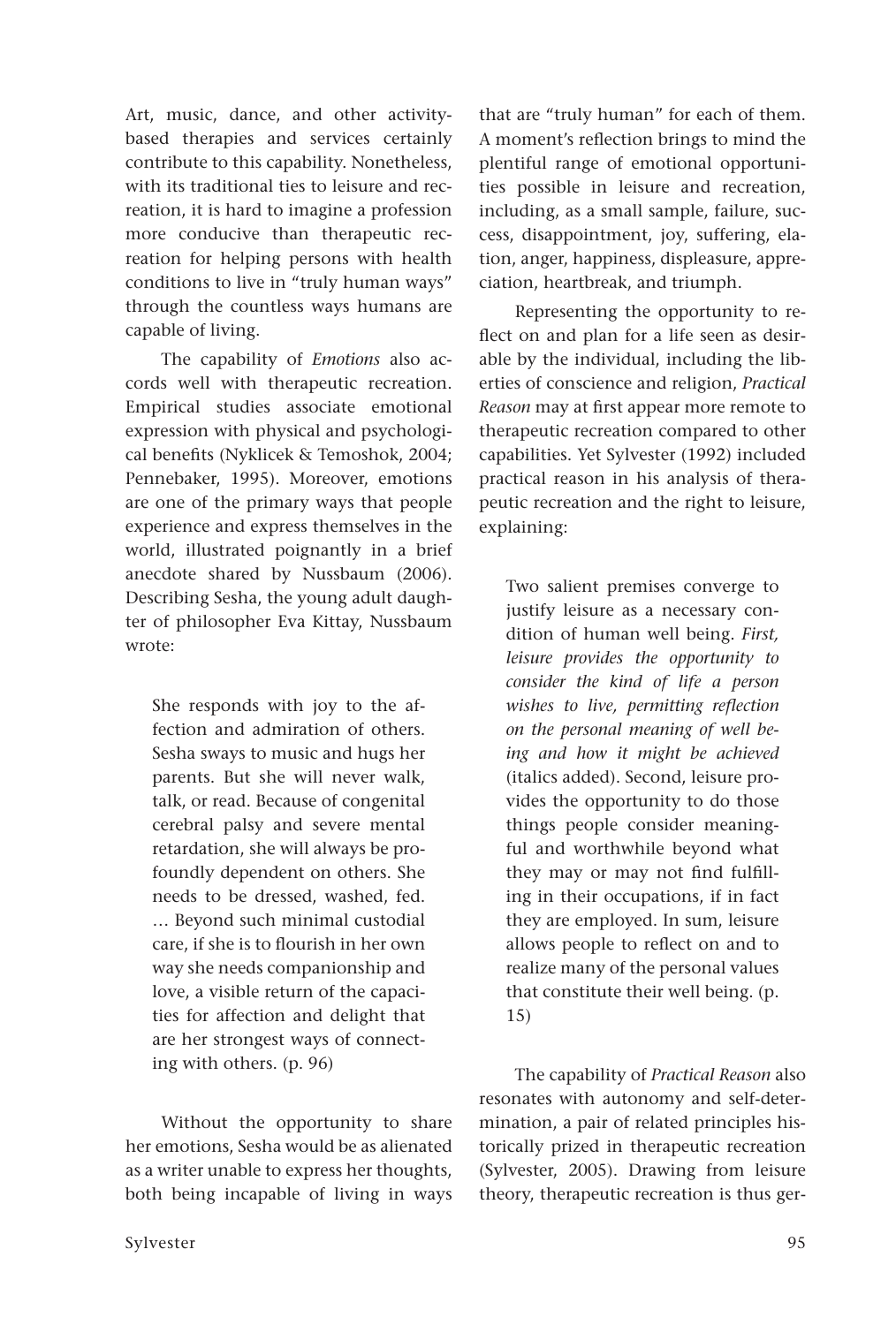Art, music, dance, and other activity-based therapies and services certainly contribute to this capability. Nonetheless, with its traditional ties to leisure and recreation, it is hard to imagine a profession more conducive than therapeutic recreation for helping persons with health conditions to live in "truly human ways" through the countless ways humans are capable of living.

The capability of *Emotions* also accords well with therapeutic recreation. Empirical studies associate emotional expression with physical and psychological benefits (Nyklicek & Temoshok, 2004; Pennebaker, 1995). Moreover, emotions are one of the primary ways that people experience and express themselves in the world, illustrated poignantly in a brief anecdote shared by Nussbaum (2006). Describing Sesha, the young adult daughter of philosopher Eva Kittay, Nussbaum wrote:

> She responds with joy to the affection and admiration of others. Sesha sways to music and hugs her parents. But she will never walk, talk, or read. Because of congenital cerebral palsy and severe mental retardation, she will always be profoundly dependent on others. She needs to be dressed, washed, fed. … Beyond such minimal custodial care, if she is to flourish in her own way she needs companionship and love, a visible return of the capacities for affection and delight that are her strongest ways of connecting with others. (p. 96)

Without the opportunity to share her emotions, Sesha would be as alienated as a writer unable to express her thoughts, both being incapable of living in ways that are "truly human" for each of them. A moment's reflection brings to mind the plentiful range of emotional opportunities possible in leisure and recreation, including, as a small sample, failure, success, disappointment, joy, suffering, elation, anger, happiness, displeasure, appreciation, heartbreak, and triumph.

Representing the opportunity to reflect on and plan for a life seen as desirable by the individual, including the liberties of conscience and religion, *Practical Reason* may at first appear more remote to therapeutic recreation compared to other capabilities. Yet Sylvester (1992) included practical reason in his analysis of therapeutic recreation and the right to leisure, explaining:

> Two salient premises converge to justify leisure as a necessary condition of human well being. *First, leisure provides the opportunity to consider the kind of life a person wishes to live, permitting reflection on the personal meaning of well being and how it might be achieved* (italics added). Second, leisure provides the opportunity to do those things people consider meaningful and worthwhile beyond what they may or may not find fulfilling in their occupations, if in fact they are employed. In sum, leisure allows people to reflect on and to realize many of the personal values that constitute their well being. (p. 15)

The capability of *Practical Reason* also resonates with autonomy and self-determination, a pair of related principles historically prized in therapeutic recreation (Sylvester, 2005). Drawing from leisure theory, therapeutic recreation is thus ger-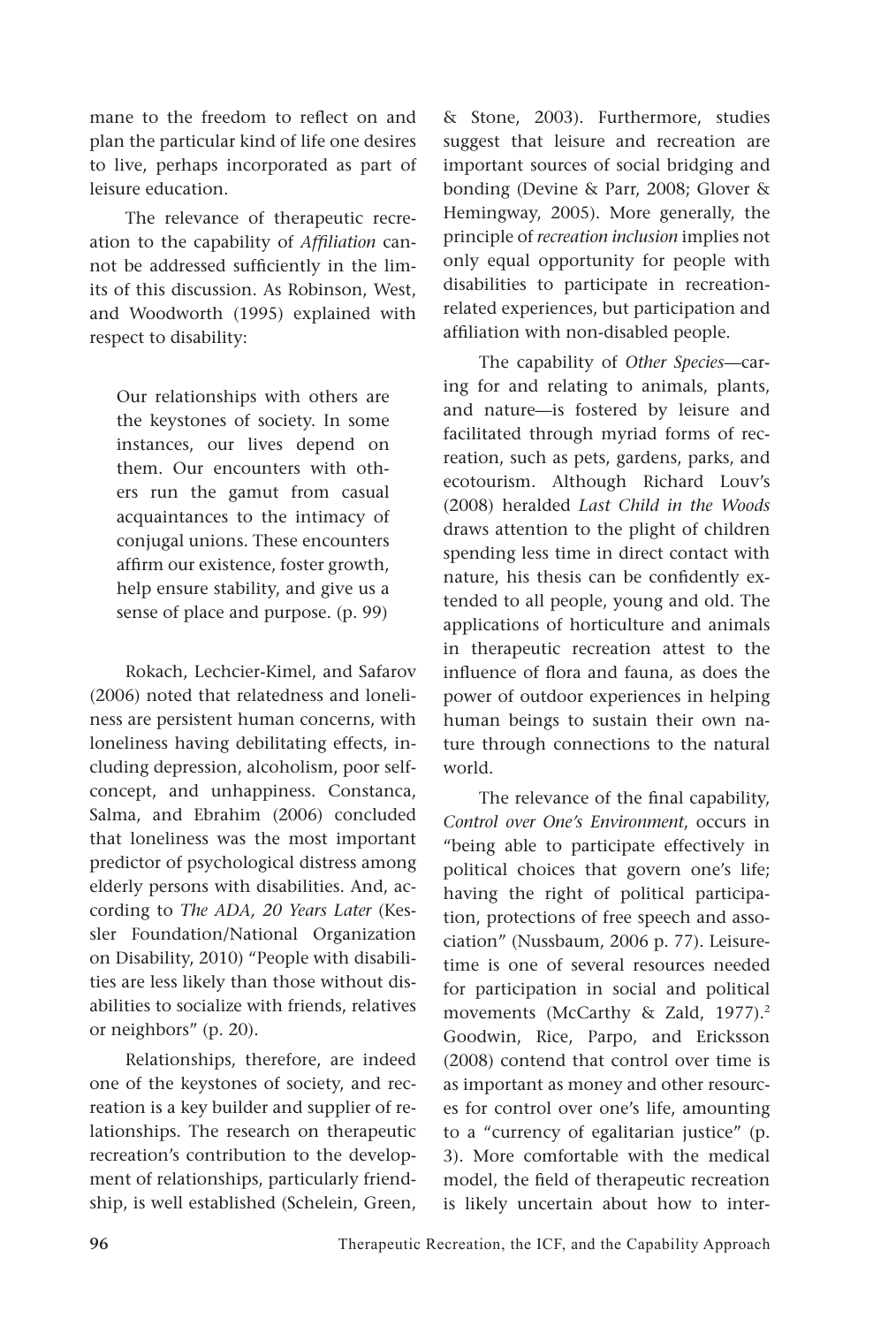mane to the freedom to reflect on and plan the particular kind of life one desires to live, perhaps incorporated as part of leisure education.

The relevance of therapeutic recreation to the capability of *Affiliation* cannot be addressed sufficiently in the limits of this discussion. As Robinson, West, and Woodworth (1995) explained with respect to disability:

> Our relationships with others are the keystones of society. In some instances, our lives depend on them. Our encounters with others run the gamut from casual acquaintances to the intimacy of conjugal unions. These encounters affirm our existence, foster growth, help ensure stability, and give us a sense of place and purpose. (p. 99)

Rokach, Lechcier-Kimel, and Safarov (2006) noted that relatedness and loneliness are persistent human concerns, with loneliness having debilitating effects, including depression, alcoholism, poor self-concept, and unhappiness. Constanca, Salma, and Ebrahim (2006) concluded that loneliness was the most important predictor of psychological distress among elderly persons with disabilities. And, according to *The ADA, 20 Years Later* (Kessler Foundation/National Organization on Disability, 2010) "People with disabilities are less likely than those without disabilities to socialize with friends, relatives or neighbors" (p. 20).

Relationships, therefore, are indeed one of the keystones of society, and recreation is a key builder and supplier of relationships. The research on therapeutic recreation's contribution to the development of relationships, particularly friendship, is well established (Schelein, Green, & Stone, 2003). Furthermore, studies suggest that leisure and recreation are important sources of social bridging and bonding (Devine & Parr, 2008; Glover & Hemingway, 2005). More generally, the principle of *recreation inclusion* implies not only equal opportunity for people with disabilities to participate in recreation-related experiences, but participation and affiliation with non-disabled people.

The capability of *Other Species*—caring for and relating to animals, plants, and nature—is fostered by leisure and facilitated through myriad forms of recreation, such as pets, gardens, parks, and ecotourism. Although Richard Louv's (2008) heralded *Last Child in the Woods* draws attention to the plight of children spending less time in direct contact with nature, his thesis can be confidently extended to all people, young and old. The applications of horticulture and animals in therapeutic recreation attest to the influence of flora and fauna, as does the power of outdoor experiences in helping human beings to sustain their own nature through connections to the natural world.

The relevance of the final capability, *Control over One's Environment*, occurs in "being able to participate effectively in political choices that govern one's life; having the right of political participation, protections of free speech and association" (Nussbaum, 2006 p. 77). Leisure-time is one of several resources needed for participation in social and political movements (McCarthy & Zald, 1977).[2] Goodwin, Rice, Parpo, and Ericksson (2008) contend that control over time is as important as money and other resources for control over one's life, amounting to a "currency of egalitarian justice" (p. 3). More comfortable with the medical model, the field of therapeutic recreation is likely uncertain about how to inter-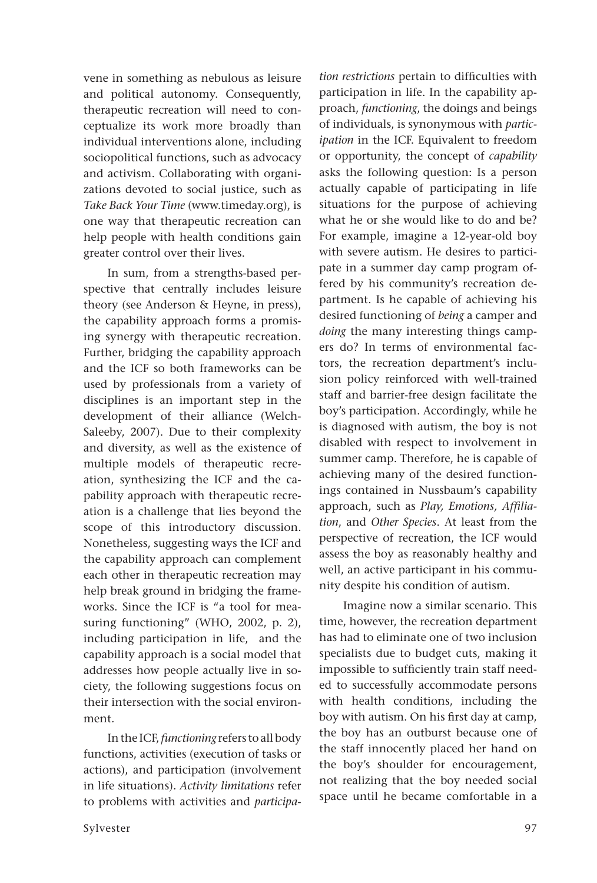vene in something as nebulous as leisure and political autonomy. Consequently, therapeutic recreation will need to conceptualize its work more broadly than individual interventions alone, including sociopolitical functions, such as advocacy and activism. Collaborating with organizations devoted to social justice, such as *Take Back Your Time* (www.timeday.org), is one way that therapeutic recreation can help people with health conditions gain greater control over their lives.

In sum, from a strengths-based perspective that centrally includes leisure theory (see Anderson & Heyne, in press), the capability approach forms a promising synergy with therapeutic recreation. Further, bridging the capability approach and the ICF so both frameworks can be used by professionals from a variety of disciplines is an important step in the development of their alliance (Welch-Saleeby, 2007). Due to their complexity and diversity, as well as the existence of multiple models of therapeutic recreation, synthesizing the ICF and the capability approach with therapeutic recreation is a challenge that lies beyond the scope of this introductory discussion. Nonetheless, suggesting ways the ICF and the capability approach can complement each other in therapeutic recreation may help break ground in bridging the frameworks. Since the ICF is "a tool for measuring functioning" (WHO, 2002, p. 2), including participation in life, and the capability approach is a social model that addresses how people actually live in society, the following suggestions focus on their intersection with the social environment.

In the ICF, *functioning* refers to all body functions, activities (execution of tasks or actions), and participation (involvement in life situations). *Activity limitations* refer to problems with activities and *participation restrictions* pertain to difficulties with participation in life. In the capability approach, *functioning*, the doings and beings of individuals, is synonymous with *participation* in the ICF. Equivalent to freedom or opportunity, the concept of *capability* asks the following question: Is a person actually capable of participating in life situations for the purpose of achieving what he or she would like to do and be? For example, imagine a 12-year-old boy with severe autism. He desires to participate in a summer day camp program offered by his community's recreation department. Is he capable of achieving his desired functioning of *being* a camper and *doing* the many interesting things campers do? In terms of environmental factors, the recreation department's inclusion policy reinforced with well-trained staff and barrier-free design facilitate the boy's participation. Accordingly, while he is diagnosed with autism, the boy is not disabled with respect to involvement in summer camp. Therefore, he is capable of achieving many of the desired functionings contained in Nussbaum's capability approach, such as *Play, Emotions, Affiliation*, and *Other Species*. At least from the perspective of recreation, the ICF would assess the boy as reasonably healthy and well, an active participant in his community despite his condition of autism.

Imagine now a similar scenario. This time, however, the recreation department has had to eliminate one of two inclusion specialists due to budget cuts, making it impossible to sufficiently train staff needed to successfully accommodate persons with health conditions, including the boy with autism. On his first day at camp, the boy has an outburst because one of the staff innocently placed her hand on the boy's shoulder for encouragement, not realizing that the boy needed social space until he became comfortable in a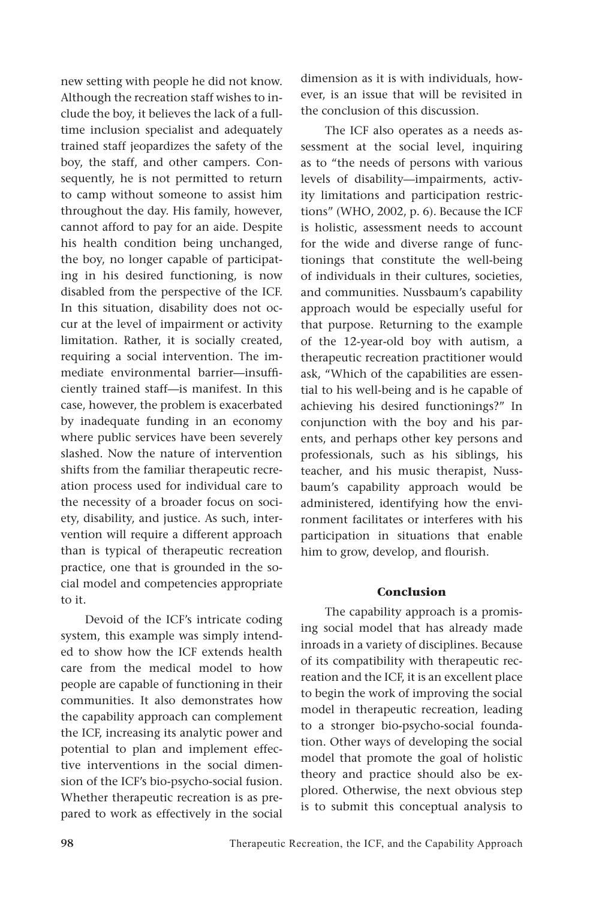new setting with people he did not know. Although the recreation staff wishes to include the boy, it believes the lack of a full-time inclusion specialist and adequately trained staff jeopardizes the safety of the boy, the staff, and other campers. Consequently, he is not permitted to return to camp without someone to assist him throughout the day. His family, however, cannot afford to pay for an aide. Despite his health condition being unchanged, the boy, no longer capable of participating in his desired functioning, is now disabled from the perspective of the ICF. In this situation, disability does not occur at the level of impairment or activity limitation. Rather, it is socially created, requiring a social intervention. The immediate environmental barrier—insufficiently trained staff—is manifest. In this case, however, the problem is exacerbated by inadequate funding in an economy where public services have been severely slashed. Now the nature of intervention shifts from the familiar therapeutic recreation process used for individual care to the necessity of a broader focus on society, disability, and justice. As such, intervention will require a different approach than is typical of therapeutic recreation practice, one that is grounded in the social model and competencies appropriate to it.

Devoid of the ICF's intricate coding system, this example was simply intended to show how the ICF extends health care from the medical model to how people are capable of functioning in their communities. It also demonstrates how the capability approach can complement the ICF, increasing its analytic power and potential to plan and implement effective interventions in the social dimension of the ICF's bio-psycho-social fusion. Whether therapeutic recreation is as prepared to work as effectively in the social dimension as it is with individuals, however, is an issue that will be revisited in the conclusion of this discussion.

The ICF also operates as a needs assessment at the social level, inquiring as to "the needs of persons with various levels of disability—impairments, activity limitations and participation restrictions" (WHO, 2002, p. 6). Because the ICF is holistic, assessment needs to account for the wide and diverse range of functionings that constitute the well-being of individuals in their cultures, societies, and communities. Nussbaum's capability approach would be especially useful for that purpose. Returning to the example of the 12-year-old boy with autism, a therapeutic recreation practitioner would ask, "Which of the capabilities are essential to his well-being and is he capable of achieving his desired functionings?" In conjunction with the boy and his parents, and perhaps other key persons and professionals, such as his siblings, his teacher, and his music therapist, Nussbaum's capability approach would be administered, identifying how the environment facilitates or interferes with his participation in situations that enable him to grow, develop, and flourish.

## Conclusion

The capability approach is a promising social model that has already made inroads in a variety of disciplines. Because of its compatibility with therapeutic recreation and the ICF, it is an excellent place to begin the work of improving the social model in therapeutic recreation, leading to a stronger bio-psycho-social foundation. Other ways of developing the social model that promote the goal of holistic theory and practice should also be explored. Otherwise, the next obvious step is to submit this conceptual analysis to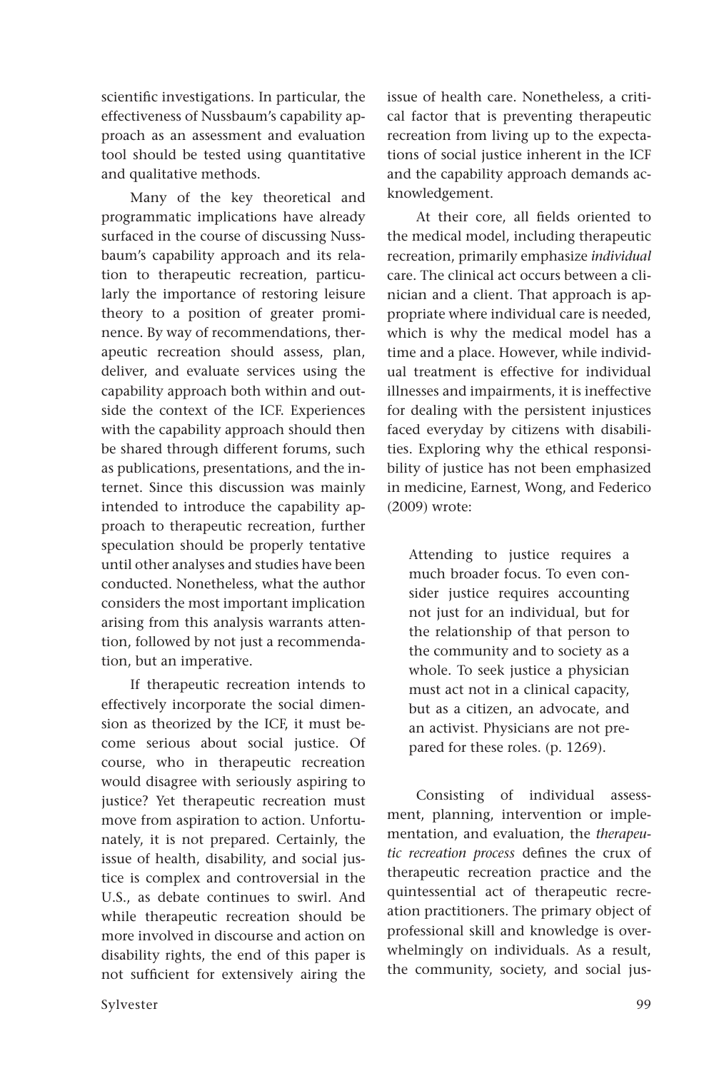scientific investigations. In particular, the effectiveness of Nussbaum's capability approach as an assessment and evaluation tool should be tested using quantitative and qualitative methods.

Many of the key theoretical and programmatic implications have already surfaced in the course of discussing Nussbaum's capability approach and its relation to therapeutic recreation, particularly the importance of restoring leisure theory to a position of greater prominence. By way of recommendations, therapeutic recreation should assess, plan, deliver, and evaluate services using the capability approach both within and outside the context of the ICF. Experiences with the capability approach should then be shared through different forums, such as publications, presentations, and the internet. Since this discussion was mainly intended to introduce the capability approach to therapeutic recreation, further speculation should be properly tentative until other analyses and studies have been conducted. Nonetheless, what the author considers the most important implication arising from this analysis warrants attention, followed by not just a recommendation, but an imperative.

If therapeutic recreation intends to effectively incorporate the social dimension as theorized by the ICF, it must become serious about social justice. Of course, who in therapeutic recreation would disagree with seriously aspiring to justice? Yet therapeutic recreation must move from aspiration to action. Unfortunately, it is not prepared. Certainly, the issue of health, disability, and social justice is complex and controversial in the U.S., as debate continues to swirl. And while therapeutic recreation should be more involved in discourse and action on disability rights, the end of this paper is not sufficient for extensively airing the issue of health care. Nonetheless, a critical factor that is preventing therapeutic recreation from living up to the expectations of social justice inherent in the ICF and the capability approach demands acknowledgement.

At their core, all fields oriented to the medical model, including therapeutic recreation, primarily emphasize *individual* care. The clinical act occurs between a clinician and a client. That approach is appropriate where individual care is needed, which is why the medical model has a time and a place. However, while individual treatment is effective for individual illnesses and impairments, it is ineffective for dealing with the persistent injustices faced everyday by citizens with disabilities. Exploring why the ethical responsibility of justice has not been emphasized in medicine, Earnest, Wong, and Federico (2009) wrote:

> Attending to justice requires a much broader focus. To even consider justice requires accounting not just for an individual, but for the relationship of that person to the community and to society as a whole. To seek justice a physician must act not in a clinical capacity, but as a citizen, an advocate, and an activist. Physicians are not prepared for these roles. (p. 1269).

Consisting of individual assessment, planning, intervention or implementation, and evaluation, the *therapeutic recreation process* defines the crux of therapeutic recreation practice and the quintessential act of therapeutic recreation practitioners. The primary object of professional skill and knowledge is overwhelmingly on individuals. As a result, the community, society, and social jus-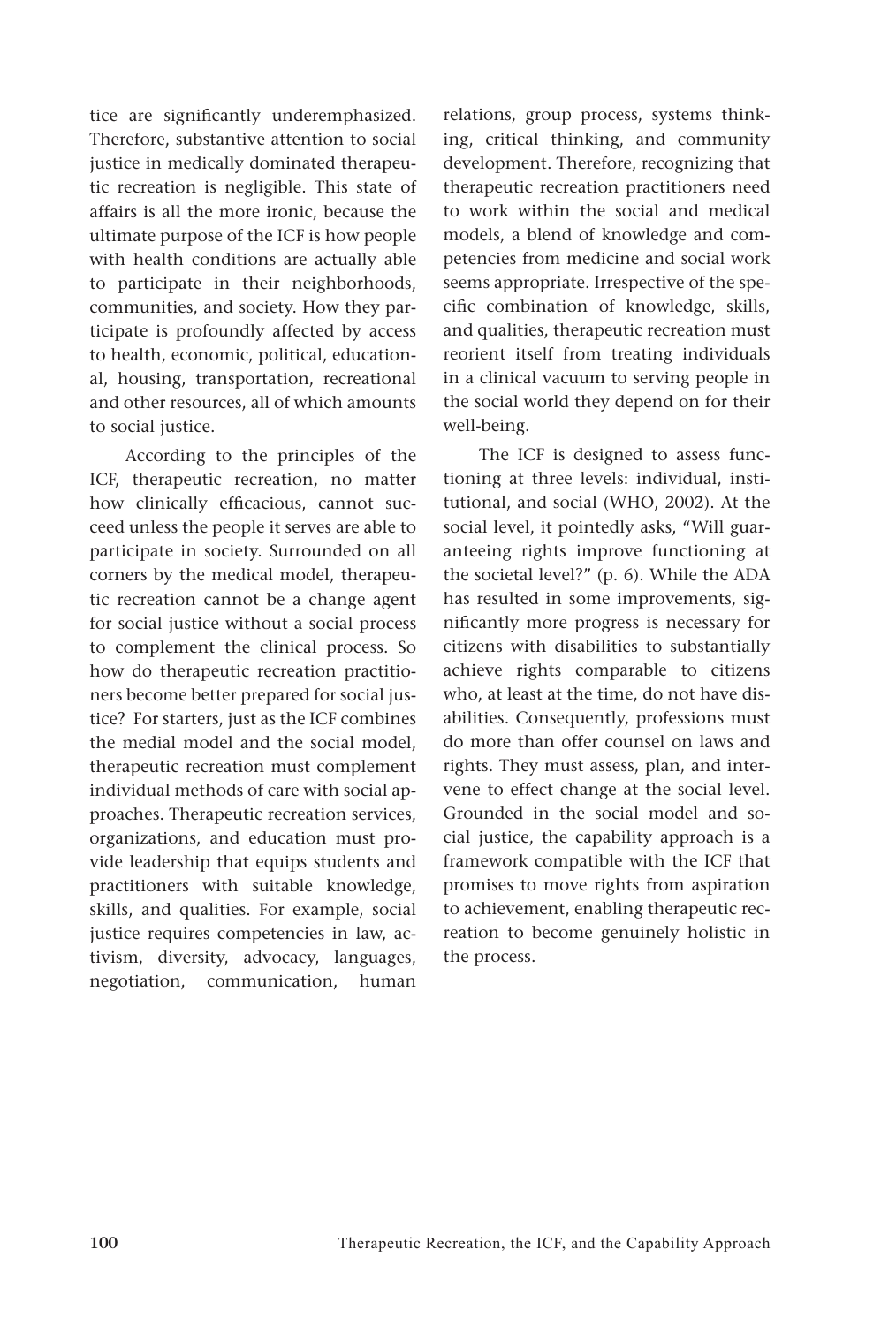tice are significantly underemphasized. Therefore, substantive attention to social justice in medically dominated therapeutic recreation is negligible. This state of affairs is all the more ironic, because the ultimate purpose of the ICF is how people with health conditions are actually able to participate in their neighborhoods, communities, and society. How they participate is profoundly affected by access to health, economic, political, educational, housing, transportation, recreational and other resources, all of which amounts to social justice.

According to the principles of the ICF, therapeutic recreation, no matter how clinically efficacious, cannot succeed unless the people it serves are able to participate in society. Surrounded on all corners by the medical model, therapeutic recreation cannot be a change agent for social justice without a social process to complement the clinical process. So how do therapeutic recreation practitioners become better prepared for social justice? For starters, just as the ICF combines the medial model and the social model, therapeutic recreation must complement individual methods of care with social approaches. Therapeutic recreation services, organizations, and education must provide leadership that equips students and practitioners with suitable knowledge, skills, and qualities. For example, social justice requires competencies in law, activism, diversity, advocacy, languages, negotiation, communication, human relations, group process, systems thinking, critical thinking, and community development. Therefore, recognizing that therapeutic recreation practitioners need to work within the social and medical models, a blend of knowledge and competencies from medicine and social work seems appropriate. Irrespective of the specific combination of knowledge, skills, and qualities, therapeutic recreation must reorient itself from treating individuals in a clinical vacuum to serving people in the social world they depend on for their well-being.

The ICF is designed to assess functioning at three levels: individual, institutional, and social (WHO, 2002). At the social level, it pointedly asks, "Will guaranteeing rights improve functioning at the societal level?" (p. 6). While the ADA has resulted in some improvements, significantly more progress is necessary for citizens with disabilities to substantially achieve rights comparable to citizens who, at least at the time, do not have disabilities. Consequently, professions must do more than offer counsel on laws and rights. They must assess, plan, and intervene to effect change at the social level. Grounded in the social model and social justice, the capability approach is a framework compatible with the ICF that promises to move rights from aspiration to achievement, enabling therapeutic recreation to become genuinely holistic in the process.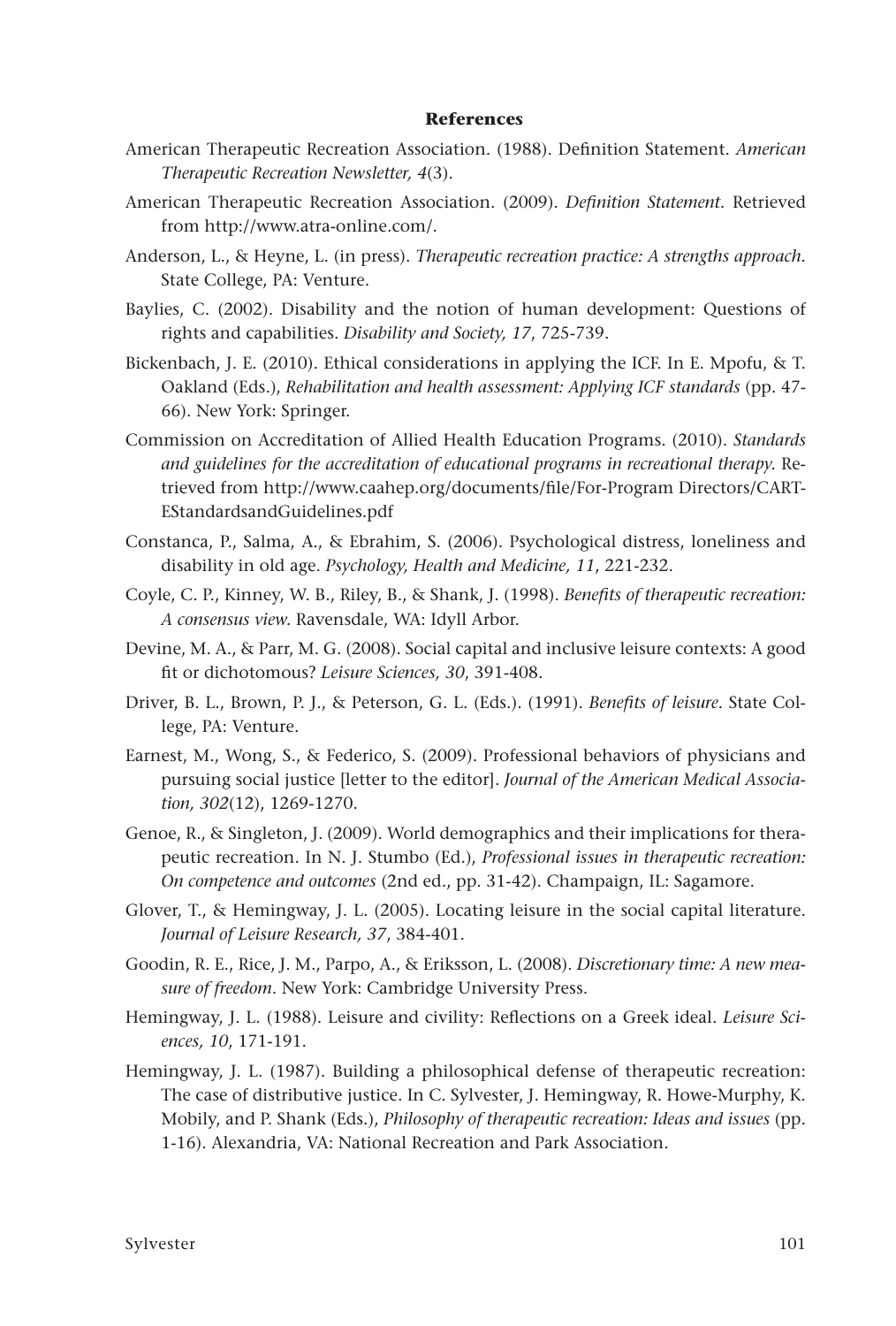**References**

American Therapeutic Recreation Association. (1988). Definition Statement. *American Therapeutic Recreation Newsletter, 4*(3).

American Therapeutic Recreation Association. (2009). *Definition Statement*. Retrieved from http://www.atra-online.com/.

Anderson, L., & Heyne, L. (in press). *Therapeutic recreation practice: A strengths approach*. State College, PA: Venture.

Baylies, C. (2002). Disability and the notion of human development: Questions of rights and capabilities. *Disability and Society, 17*, 725-739.

Bickenbach, J. E. (2010). Ethical considerations in applying the ICF. In E. Mpofu, & T. Oakland (Eds.), *Rehabilitation and health assessment: Applying ICF standards* (pp. 47-66). New York: Springer.

Commission on Accreditation of Allied Health Education Programs. (2010). *Standards and guidelines for the accreditation of educational programs in recreational therapy*. Retrieved from http://www.caahep.org/documents/file/For-Program Directors/CART-EStandardsandGuidelines.pdf

Constanca, P., Salma, A., & Ebrahim, S. (2006). Psychological distress, loneliness and disability in old age. *Psychology, Health and Medicine, 11*, 221-232.

Coyle, C. P., Kinney, W. B., Riley, B., & Shank, J. (1998). *Benefits of therapeutic recreation: A consensus view*. Ravensdale, WA: Idyll Arbor.

Devine, M. A., & Parr, M. G. (2008). Social capital and inclusive leisure contexts: A good fit or dichotomous? *Leisure Sciences, 30*, 391-408.

Driver, B. L., Brown, P. J., & Peterson, G. L. (Eds.). (1991). *Benefits of leisure*. State College, PA: Venture.

Earnest, M., Wong, S., & Federico, S. (2009). Professional behaviors of physicians and pursuing social justice [letter to the editor]. *Journal of the American Medical Association, 302*(12), 1269-1270.

Genoe, R., & Singleton, J. (2009). World demographics and their implications for therapeutic recreation. In N. J. Stumbo (Ed.), *Professional issues in therapeutic recreation: On competence and outcomes* (2nd ed., pp. 31-42). Champaign, IL: Sagamore.

Glover, T., & Hemingway, J. L. (2005). Locating leisure in the social capital literature. *Journal of Leisure Research, 37*, 384-401.

Goodin, R. E., Rice, J. M., Parpo, A., & Eriksson, L. (2008). *Discretionary time: A new measure of freedom*. New York: Cambridge University Press.

Hemingway, J. L. (1988). Leisure and civility: Reflections on a Greek ideal. *Leisure Sciences, 10*, 171-191.

Hemingway, J. L. (1987). Building a philosophical defense of therapeutic recreation: The case of distributive justice. In C. Sylvester, J. Hemingway, R. Howe-Murphy, K. Mobily, and P. Shank (Eds.), *Philosophy of therapeutic recreation: Ideas and issues* (pp. 1-16). Alexandria, VA: National Recreation and Park Association.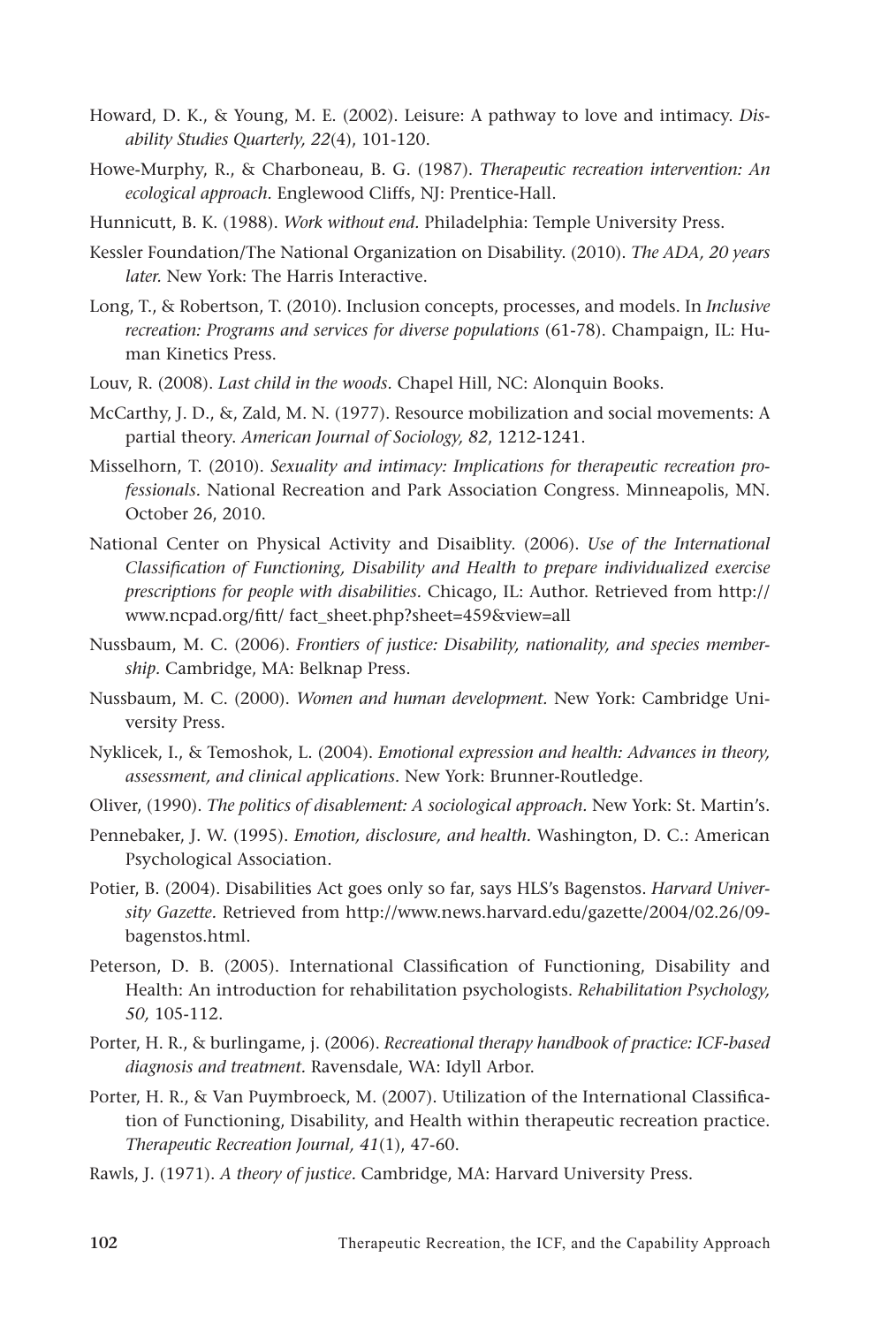Howard, D. K., & Young, M. E. (2002). Leisure: A pathway to love and intimacy. *Disability Studies Quarterly, 22*(4), 101-120.

Howe-Murphy, R., & Charboneau, B. G. (1987). *Therapeutic recreation intervention: An ecological approach*. Englewood Cliffs, NJ: Prentice-Hall.

Hunnicutt, B. K. (1988). *Work without end*. Philadelphia: Temple University Press.

Kessler Foundation/The National Organization on Disability. (2010). *The ADA, 20 years later*. New York: The Harris Interactive.

Long, T., & Robertson, T. (2010). Inclusion concepts, processes, and models. In *Inclusive recreation: Programs and services for diverse populations* (61-78). Champaign, IL: Human Kinetics Press.

Louv, R. (2008). *Last child in the woods*. Chapel Hill, NC: Alonquin Books.

McCarthy, J. D., &, Zald, M. N. (1977). Resource mobilization and social movements: A partial theory. *American Journal of Sociology, 82*, 1212-1241.

Misselhorn, T. (2010). *Sexuality and intimacy: Implications for therapeutic recreation professionals*. National Recreation and Park Association Congress. Minneapolis, MN. October 26, 2010.

National Center on Physical Activity and Disaiblity. (2006). *Use of the International Classification of Functioning, Disability and Health to prepare individualized exercise prescriptions for people with disabilities*. Chicago, IL: Author. Retrieved from http://www.ncpad.org/fitt/ fact_sheet.php?sheet=459&view=all

Nussbaum, M. C. (2006). *Frontiers of justice: Disability, nationality, and species membership*. Cambridge, MA: Belknap Press.

Nussbaum, M. C. (2000). *Women and human development*. New York: Cambridge University Press.

Nyklicek, I., & Temoshok, L. (2004). *Emotional expression and health: Advances in theory, assessment, and clinical applications*. New York: Brunner-Routledge.

Oliver, (1990). *The politics of disablement: A sociological approach*. New York: St. Martin's.

Pennebaker, J. W. (1995). *Emotion, disclosure, and health*. Washington, D. C.: American Psychological Association.

Potier, B. (2004). Disabilities Act goes only so far, says HLS's Bagenstos. *Harvard University Gazette*. Retrieved from http://www.news.harvard.edu/gazette/2004/02.26/09-bagenstos.html.

Peterson, D. B. (2005). International Classification of Functioning, Disability and Health: An introduction for rehabilitation psychologists. *Rehabilitation Psychology, 50,* 105-112.

Porter, H. R., & burlingame, j. (2006). *Recreational therapy handbook of practice: ICF-based diagnosis and treatment*. Ravensdale, WA: Idyll Arbor.

Porter, H. R., & Van Puymbroeck, M. (2007). Utilization of the International Classification of Functioning, Disability, and Health within therapeutic recreation practice. *Therapeutic Recreation Journal, 41*(1), 47-60.

Rawls, J. (1971). *A theory of justice*. Cambridge, MA: Harvard University Press.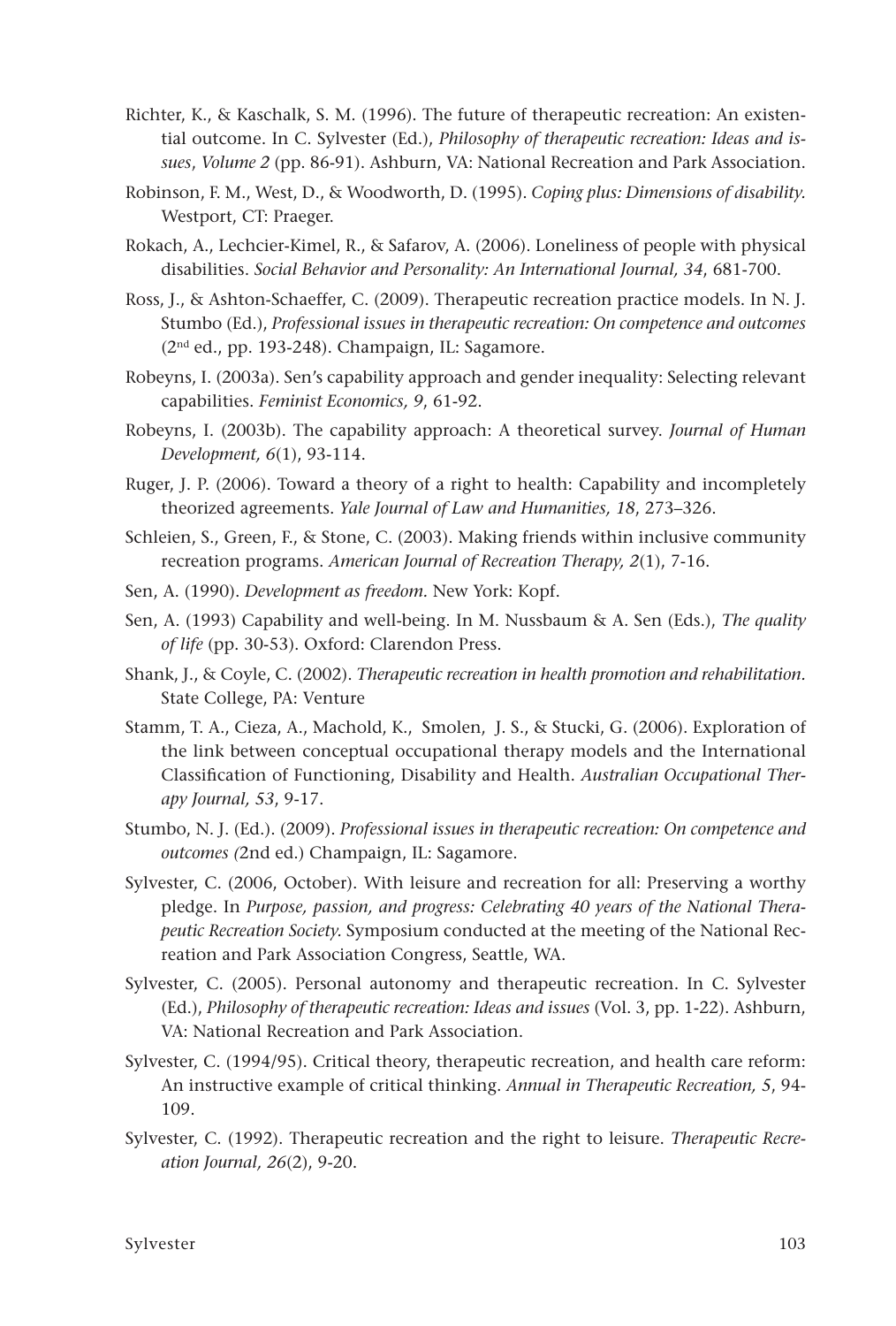Richter, K., & Kaschalk, S. M. (1996). The future of therapeutic recreation: An existential outcome. In C. Sylvester (Ed.), *Philosophy of therapeutic recreation: Ideas and issues*, *Volume 2* (pp. 86-91). Ashburn, VA: National Recreation and Park Association.

Robinson, F. M., West, D., & Woodworth, D. (1995). *Coping plus: Dimensions of disability.* Westport, CT: Praeger.

Rokach, A., Lechcier-Kimel, R., & Safarov, A. (2006). Loneliness of people with physical disabilities. *Social Behavior and Personality: An International Journal, 34*, 681-700.

Ross, J., & Ashton-Schaeffer, C. (2009). Therapeutic recreation practice models. In N. J. Stumbo (Ed.), *Professional issues in therapeutic recreation: On competence and outcomes* (2nd ed., pp. 193-248). Champaign, IL: Sagamore.

Robeyns, I. (2003a). Sen's capability approach and gender inequality: Selecting relevant capabilities. *Feminist Economics, 9*, 61-92.

Robeyns, I. (2003b). The capability approach: A theoretical survey. *Journal of Human Development, 6*(1), 93-114.

Ruger, J. P. (2006). Toward a theory of a right to health: Capability and incompletely theorized agreements. *Yale Journal of Law and Humanities, 18*, 273–326.

Schleien, S., Green, F., & Stone, C. (2003). Making friends within inclusive community recreation programs. *American Journal of Recreation Therapy, 2*(1), 7-16.

Sen, A. (1990). *Development as freedom.* New York: Kopf.

Sen, A. (1993) Capability and well-being. In M. Nussbaum & A. Sen (Eds.), *The quality of life* (pp. 30-53). Oxford: Clarendon Press.

Shank, J., & Coyle, C. (2002). *Therapeutic recreation in health promotion and rehabilitation.* State College, PA: Venture

Stamm, T. A., Cieza, A., Machold, K., Smolen, J. S., & Stucki, G. (2006). Exploration of the link between conceptual occupational therapy models and the International Classification of Functioning, Disability and Health. *Australian Occupational Therapy Journal, 53*, 9-17.

Stumbo, N. J. (Ed.). (2009). *Professional issues in therapeutic recreation: On competence and outcomes (*2nd ed.) Champaign, IL: Sagamore.

Sylvester, C. (2006, October). With leisure and recreation for all: Preserving a worthy pledge. In *Purpose, passion, and progress: Celebrating 40 years of the National Therapeutic Recreation Society.* Symposium conducted at the meeting of the National Recreation and Park Association Congress, Seattle, WA.

Sylvester, C. (2005). Personal autonomy and therapeutic recreation. In C. Sylvester (Ed.), *Philosophy of therapeutic recreation: Ideas and issues* (Vol. 3, pp. 1-22). Ashburn, VA: National Recreation and Park Association.

Sylvester, C. (1994/95). Critical theory, therapeutic recreation, and health care reform: An instructive example of critical thinking. *Annual in Therapeutic Recreation, 5*, 94-109.

Sylvester, C. (1992). Therapeutic recreation and the right to leisure. *Therapeutic Recreation Journal, 26*(2), 9-20.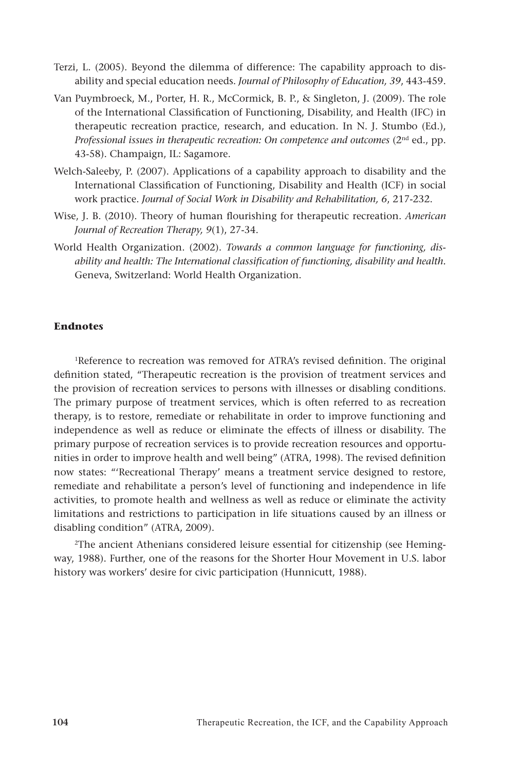Terzi, L. (2005). Beyond the dilemma of difference: The capability approach to disability and special education needs. *Journal of Philosophy of Education, 39*, 443-459.

Van Puymbroeck, M., Porter, H. R., McCormick, B. P., & Singleton, J. (2009). The role of the International Classification of Functioning, Disability, and Health (IFC) in therapeutic recreation practice, research, and education. In N. J. Stumbo (Ed.), *Professional issues in therapeutic recreation: On competence and outcomes* (2nd ed., pp. 43-58). Champaign, IL: Sagamore.

Welch-Saleeby, P. (2007). Applications of a capability approach to disability and the International Classification of Functioning, Disability and Health (ICF) in social work practice. *Journal of Social Work in Disability and Rehabilitation, 6*, 217-232.

Wise, J. B. (2010). Theory of human flourishing for therapeutic recreation. *American Journal of Recreation Therapy, 9*(1), 27-34.

World Health Organization. (2002). *Towards a common language for functioning, disability and health: The International classification of functioning, disability and health.* Geneva, Switzerland: World Health Organization.

## Endnotes

[1]Reference to recreation was removed for ATRA's revised definition. The original definition stated, "Therapeutic recreation is the provision of treatment services and the provision of recreation services to persons with illnesses or disabling conditions. The primary purpose of treatment services, which is often referred to as recreation therapy, is to restore, remediate or rehabilitate in order to improve functioning and independence as well as reduce or eliminate the effects of illness or disability. The primary purpose of recreation services is to provide recreation resources and opportunities in order to improve health and well being" (ATRA, 1998). The revised definition now states: "'Recreational Therapy' means a treatment service designed to restore, remediate and rehabilitate a person's level of functioning and independence in life activities, to promote health and wellness as well as reduce or eliminate the activity limitations and restrictions to participation in life situations caused by an illness or disabling condition" (ATRA, 2009).

[2]The ancient Athenians considered leisure essential for citizenship (see Hemingway, 1988). Further, one of the reasons for the Shorter Hour Movement in U.S. labor history was workers' desire for civic participation (Hunnicutt, 1988).